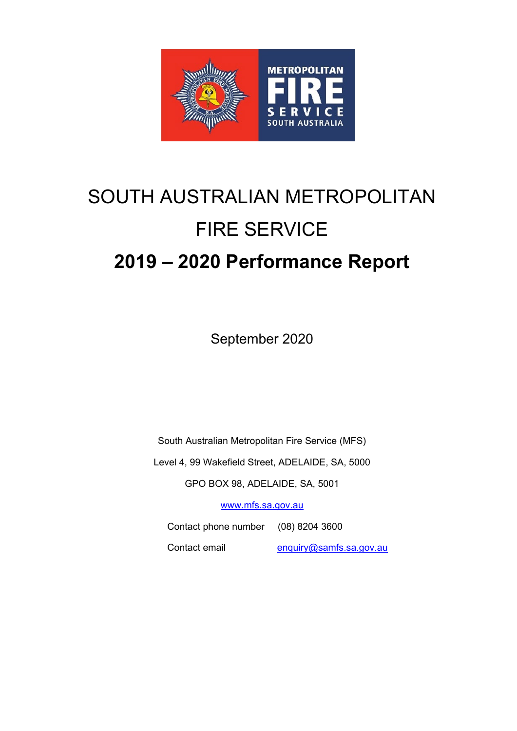# SOUTH AUSTRALIAN METROPOLITAN FIRE SERVICE

# 2019 – 2020 Performance Report

September 2020

South Australian Metropolitan Fire Service (MFS)

Level 4, 99 Wakefield Street, ADELAIDE, SA, 5000

GPO BOX 98, ADELAIDE, SA, 5001

www.mfs.sa.gov.au

Contact phone number (08) 8204 3600

Contact email enquiry@samfs.sa.gov.au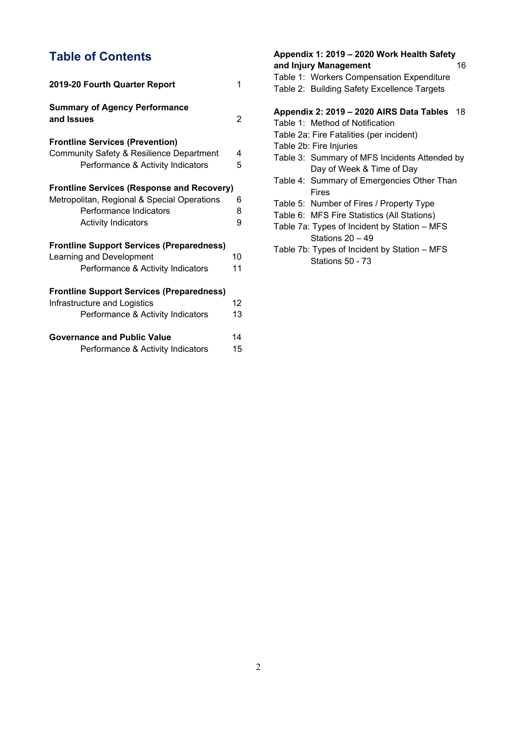# Table of Contents

| | |
|---|---|
| **2019-20 Fourth Quarter Report** | 1 |
| **Summary of Agency Performance and Issues** | 2 |
| **Frontline Services (Prevention)** | |
| Community Safety & Resilience Department | 4 |
| Performance & Activity Indicators | 5 |
| **Frontline Services (Response and Recovery)** | |
| Metropolitan, Regional & Special Operations | 6 |
| Performance Indicators | 8 |
| Activity Indicators | 9 |
| **Frontline Support Services (Preparedness)** | |
| Learning and Development | 10 |
| Performance & Activity Indicators | 11 |
| **Frontline Support Services (Preparedness)** | |
| Infrastructure and Logistics | 12 |
| Performance & Activity Indicators | 13 |
| **Governance and Public Value** | 14 |
| Performance & Activity Indicators | 15 |

**Appendix 1: 2019 – 2020 Work Health Safety and Injury Management** 16

Table 1: Workers Compensation Expenditure
Table 2: Building Safety Excellence Targets

**Appendix 2: 2019 – 2020 AIRS Data Tables** 18

Table 1: Method of Notification
Table 2a: Fire Fatalities (per incident)
Table 2b: Fire Injuries
Table 3: Summary of MFS Incidents Attended by Day of Week & Time of Day
Table 4: Summary of Emergencies Other Than Fires
Table 5: Number of Fires / Property Type
Table 6: MFS Fire Statistics (All Stations)
Table 7a: Types of Incident by Station – MFS Stations 20 – 49
Table 7b: Types of Incident by Station – MFS Stations 50 - 73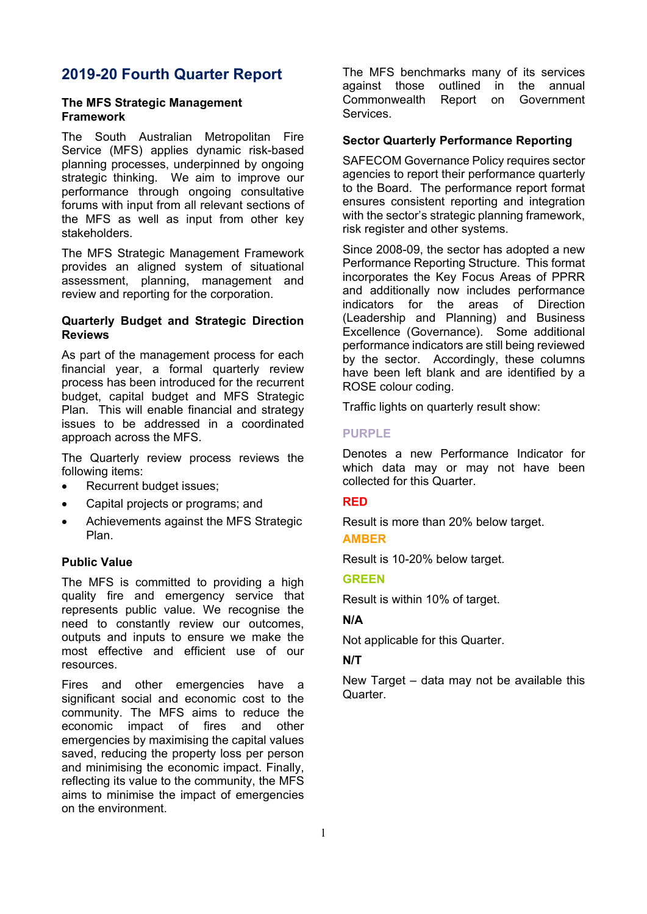# 2019-20 Fourth Quarter Report

### The MFS Strategic Management Framework

The South Australian Metropolitan Fire Service (MFS) applies dynamic risk-based planning processes, underpinned by ongoing strategic thinking. We aim to improve our performance through ongoing consultative forums with input from all relevant sections of the MFS as well as input from other key stakeholders.

The MFS Strategic Management Framework provides an aligned system of situational assessment, planning, management and review and reporting for the corporation.

### Quarterly Budget and Strategic Direction Reviews

As part of the management process for each financial year, a formal quarterly review process has been introduced for the recurrent budget, capital budget and MFS Strategic Plan. This will enable financial and strategy issues to be addressed in a coordinated approach across the MFS.

The Quarterly review process reviews the following items:

- Recurrent budget issues;
- Capital projects or programs; and
- Achievements against the MFS Strategic Plan.

### Public Value

The MFS is committed to providing a high quality fire and emergency service that represents public value. We recognise the need to constantly review our outcomes, outputs and inputs to ensure we make the most effective and efficient use of our resources.

Fires and other emergencies have a significant social and economic cost to the community. The MFS aims to reduce the economic impact of fires and other emergencies by maximising the capital values saved, reducing the property loss per person and minimising the economic impact. Finally, reflecting its value to the community, the MFS aims to minimise the impact of emergencies on the environment.

The MFS benchmarks many of its services against those outlined in the annual Commonwealth Report on Government Services.

### Sector Quarterly Performance Reporting

SAFECOM Governance Policy requires sector agencies to report their performance quarterly to the Board. The performance report format ensures consistent reporting and integration with the sector's strategic planning framework, risk register and other systems.

Since 2008-09, the sector has adopted a new Performance Reporting Structure. This format incorporates the Key Focus Areas of PPRR and additionally now includes performance indicators for the areas of Direction (Leadership and Planning) and Business Excellence (Governance). Some additional performance indicators are still being reviewed by the sector. Accordingly, these columns have been left blank and are identified by a ROSE colour coding.

Traffic lights on quarterly result show:

**PURPLE**

Denotes a new Performance Indicator for which data may or may not have been collected for this Quarter.

**RED**

Result is more than 20% below target.

**AMBER**

Result is 10-20% below target.

**GREEN**

Result is within 10% of target.

**N/A**

Not applicable for this Quarter.

**N/T**

New Target – data may not be available this Quarter.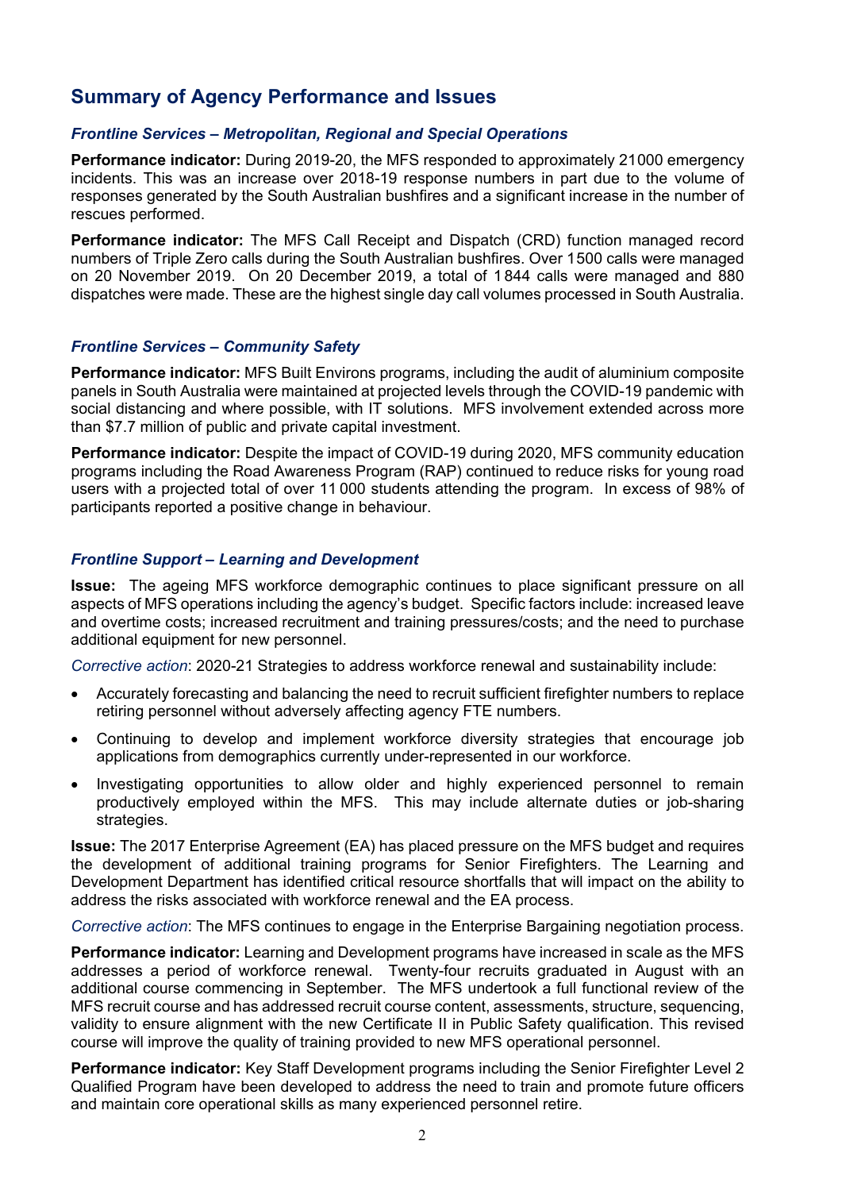## Summary of Agency Performance and Issues

### *Frontline Services – Metropolitan, Regional and Special Operations*

**Performance indicator:** During 2019-20, the MFS responded to approximately 21000 emergency incidents. This was an increase over 2018-19 response numbers in part due to the volume of responses generated by the South Australian bushfires and a significant increase in the number of rescues performed.

**Performance indicator:** The MFS Call Receipt and Dispatch (CRD) function managed record numbers of Triple Zero calls during the South Australian bushfires. Over 1500 calls were managed on 20 November 2019. On 20 December 2019, a total of 1 844 calls were managed and 880 dispatches were made. These are the highest single day call volumes processed in South Australia.

### *Frontline Services – Community Safety*

**Performance indicator:** MFS Built Environs programs, including the audit of aluminium composite panels in South Australia were maintained at projected levels through the COVID-19 pandemic with social distancing and where possible, with IT solutions. MFS involvement extended across more than $7.7 million of public and private capital investment.

**Performance indicator:** Despite the impact of COVID-19 during 2020, MFS community education programs including the Road Awareness Program (RAP) continued to reduce risks for young road users with a projected total of over 11 000 students attending the program. In excess of 98% of participants reported a positive change in behaviour.

### *Frontline Support – Learning and Development*

**Issue:** The ageing MFS workforce demographic continues to place significant pressure on all aspects of MFS operations including the agency's budget. Specific factors include: increased leave and overtime costs; increased recruitment and training pressures/costs; and the need to purchase additional equipment for new personnel.

*Corrective action*: 2020-21 Strategies to address workforce renewal and sustainability include:

- Accurately forecasting and balancing the need to recruit sufficient firefighter numbers to replace retiring personnel without adversely affecting agency FTE numbers.
- Continuing to develop and implement workforce diversity strategies that encourage job applications from demographics currently under-represented in our workforce.
- Investigating opportunities to allow older and highly experienced personnel to remain productively employed within the MFS. This may include alternate duties or job-sharing strategies.

**Issue:** The 2017 Enterprise Agreement (EA) has placed pressure on the MFS budget and requires the development of additional training programs for Senior Firefighters. The Learning and Development Department has identified critical resource shortfalls that will impact on the ability to address the risks associated with workforce renewal and the EA process.

*Corrective action*: The MFS continues to engage in the Enterprise Bargaining negotiation process.

**Performance indicator:** Learning and Development programs have increased in scale as the MFS addresses a period of workforce renewal. Twenty-four recruits graduated in August with an additional course commencing in September. The MFS undertook a full functional review of the MFS recruit course and has addressed recruit course content, assessments, structure, sequencing, validity to ensure alignment with the new Certificate II in Public Safety qualification. This revised course will improve the quality of training provided to new MFS operational personnel.

**Performance indicator:** Key Staff Development programs including the Senior Firefighter Level 2 Qualified Program have been developed to address the need to train and promote future officers and maintain core operational skills as many experienced personnel retire.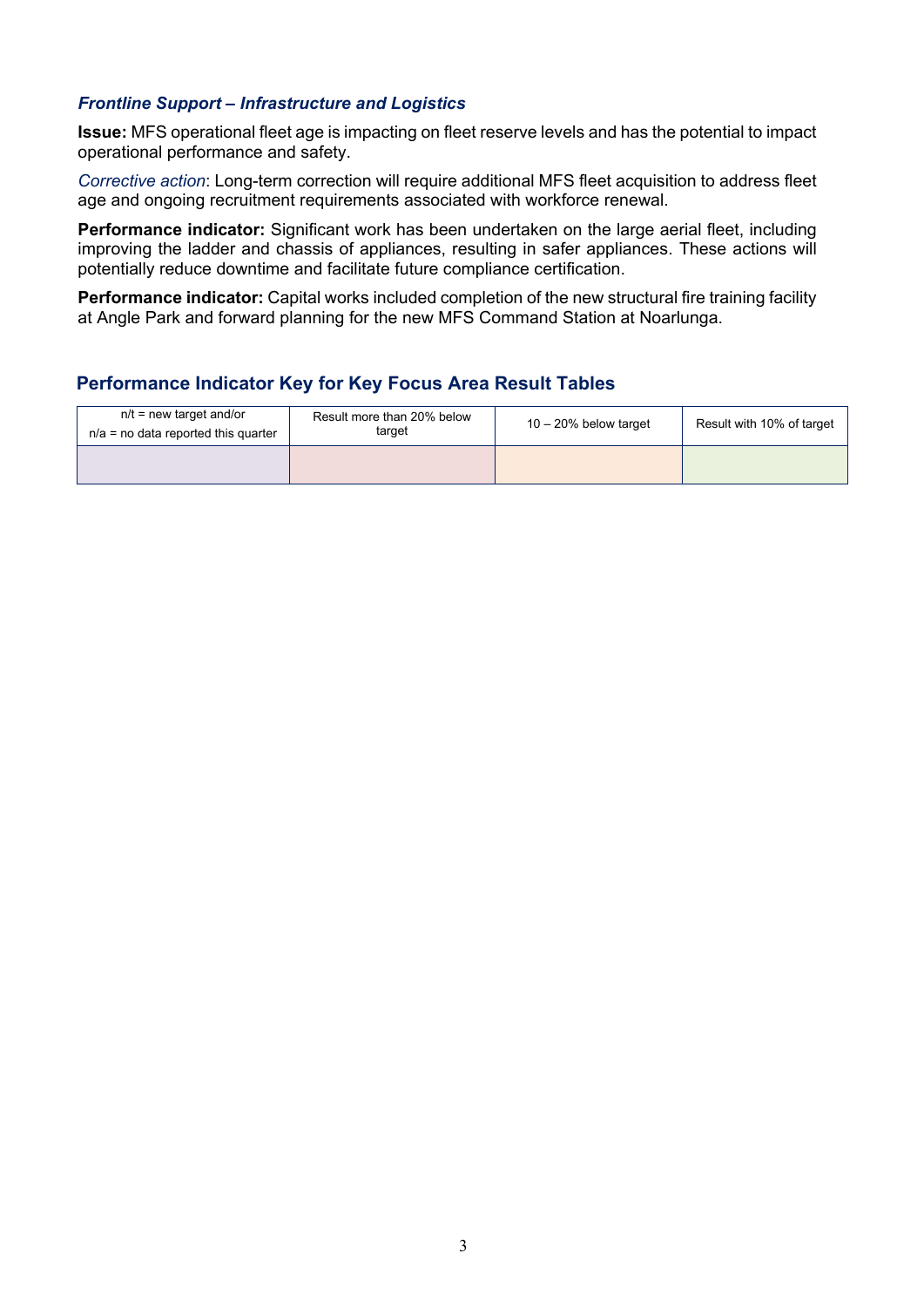### *Frontline Support – Infrastructure and Logistics*

**Issue:** MFS operational fleet age is impacting on fleet reserve levels and has the potential to impact operational performance and safety.

*Corrective action*: Long-term correction will require additional MFS fleet acquisition to address fleet age and ongoing recruitment requirements associated with workforce renewal.

**Performance indicator:** Significant work has been undertaken on the large aerial fleet, including improving the ladder and chassis of appliances, resulting in safer appliances. These actions will potentially reduce downtime and facilitate future compliance certification.

**Performance indicator:** Capital works included completion of the new structural fire training facility at Angle Park and forward planning for the new MFS Command Station at Noarlunga.

## Performance Indicator Key for Key Focus Area Result Tables

| n/t = new target and/or n/a = no data reported this quarter | Result more than 20% below target | 10 – 20% below target | Result with 10% of target |
|---|---|---|---|
| | | | |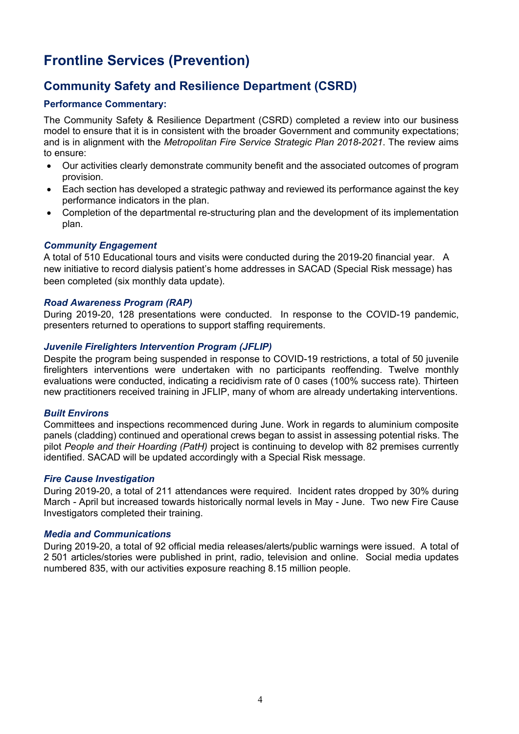# Frontline Services (Prevention)

## Community Safety and Resilience Department (CSRD)

### Performance Commentary:

The Community Safety & Resilience Department (CSRD) completed a review into our business model to ensure that it is in consistent with the broader Government and community expectations; and is in alignment with the *Metropolitan Fire Service Strategic Plan 2018-2021*. The review aims to ensure:

- Our activities clearly demonstrate community benefit and the associated outcomes of program provision.
- Each section has developed a strategic pathway and reviewed its performance against the key performance indicators in the plan.
- Completion of the departmental re-structuring plan and the development of its implementation plan.

#### *Community Engagement*

A total of 510 Educational tours and visits were conducted during the 2019-20 financial year. A new initiative to record dialysis patient's home addresses in SACAD (Special Risk message) has been completed (six monthly data update).

#### *Road Awareness Program (RAP)*

During 2019-20, 128 presentations were conducted. In response to the COVID-19 pandemic, presenters returned to operations to support staffing requirements.

#### *Juvenile Firelighters Intervention Program (JFLIP)*

Despite the program being suspended in response to COVID-19 restrictions, a total of 50 juvenile firelighters interventions were undertaken with no participants reoffending. Twelve monthly evaluations were conducted, indicating a recidivism rate of 0 cases (100% success rate). Thirteen new practitioners received training in JFLIP, many of whom are already undertaking interventions.

#### *Built Environs*

Committees and inspections recommenced during June. Work in regards to aluminium composite panels (cladding) continued and operational crews began to assist in assessing potential risks. The pilot *People and their Hoarding (PatH)* project is continuing to develop with 82 premises currently identified. SACAD will be updated accordingly with a Special Risk message.

#### *Fire Cause Investigation*

During 2019-20, a total of 211 attendances were required. Incident rates dropped by 30% during March - April but increased towards historically normal levels in May - June. Two new Fire Cause Investigators completed their training.

#### *Media and Communications*

During 2019-20, a total of 92 official media releases/alerts/public warnings were issued. A total of 2 501 articles/stories were published in print, radio, television and online. Social media updates numbered 835, with our activities exposure reaching 8.15 million people.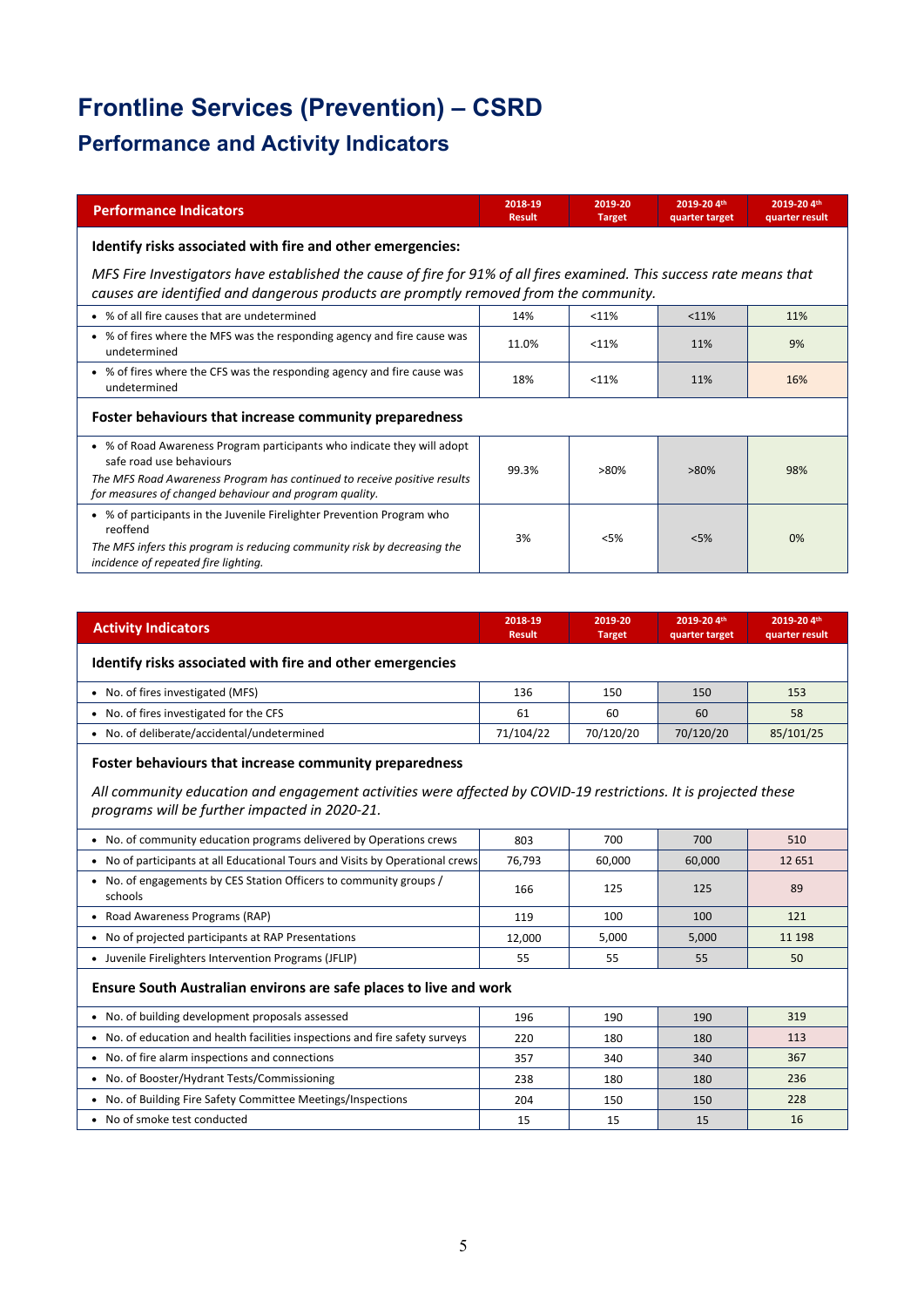# Frontline Services (Prevention) – CSRD

## Performance and Activity Indicators

| Performance Indicators | 2018-19 Result | 2019-20 Target | 2019-20 4th quarter target | 2019-20 4th quarter result |
|---|---|---|---|---|
| **Identify risks associated with fire and other emergencies:** | | | | |
| *MFS Fire Investigators have established the cause of fire for 91% of all fires examined. This success rate means that causes are identified and dangerous products are promptly removed from the community.* | | | | |
| • % of all fire causes that are undetermined | 14% | <11% | <11% | 11% |
| • % of fires where the MFS was the responding agency and fire cause was undetermined | 11.0% | <11% | 11% | 9% |
| • % of fires where the CFS was the responding agency and fire cause was undetermined | 18% | <11% | 11% | 16% |
| **Foster behaviours that increase community preparedness** | | | | |
| • % of Road Awareness Program participants who indicate they will adopt safe road use behaviours *The MFS Road Awareness Program has continued to receive positive results for measures of changed behaviour and program quality.* | 99.3% | >80% | >80% | 98% |
| • % of participants in the Juvenile Firelighter Prevention Program who reoffend *The MFS infers this program is reducing community risk by decreasing the incidence of repeated fire lighting.* | 3% | <5% | <5% | 0% |

| Activity Indicators | 2018-19 Result | 2019-20 Target | 2019-20 4th quarter target | 2019-20 4th quarter result |
|---|---|---|---|---|
| **Identify risks associated with fire and other emergencies** | | | | |
| • No. of fires investigated (MFS) | 136 | 150 | 150 | 153 |
| • No. of fires investigated for the CFS | 61 | 60 | 60 | 58 |
| • No. of deliberate/accidental/undetermined | 71/104/22 | 70/120/20 | 70/120/20 | 85/101/25 |
| **Foster behaviours that increase community preparedness** | | | | |
| *All community education and engagement activities were affected by COVID-19 restrictions. It is projected these programs will be further impacted in 2020-21.* | | | | |
| • No. of community education programs delivered by Operations crews | 803 | 700 | 700 | 510 |
| • No of participants at all Educational Tours and Visits by Operational crews | 76,793 | 60,000 | 60,000 | 12 651 |
| • No. of engagements by CES Station Officers to community groups / schools | 166 | 125 | 125 | 89 |
| • Road Awareness Programs (RAP) | 119 | 100 | 100 | 121 |
| • No of projected participants at RAP Presentations | 12,000 | 5,000 | 5,000 | 11 198 |
| • Juvenile Firelighters Intervention Programs (JFLIP) | 55 | 55 | 55 | 50 |
| **Ensure South Australian environs are safe places to live and work** | | | | |
| • No. of building development proposals assessed | 196 | 190 | 190 | 319 |
| • No. of education and health facilities inspections and fire safety surveys | 220 | 180 | 180 | 113 |
| • No. of fire alarm inspections and connections | 357 | 340 | 340 | 367 |
| • No. of Booster/Hydrant Tests/Commissioning | 238 | 180 | 180 | 236 |
| • No. of Building Fire Safety Committee Meetings/Inspections | 204 | 150 | 150 | 228 |
| • No of smoke test conducted | 15 | 15 | 15 | 16 |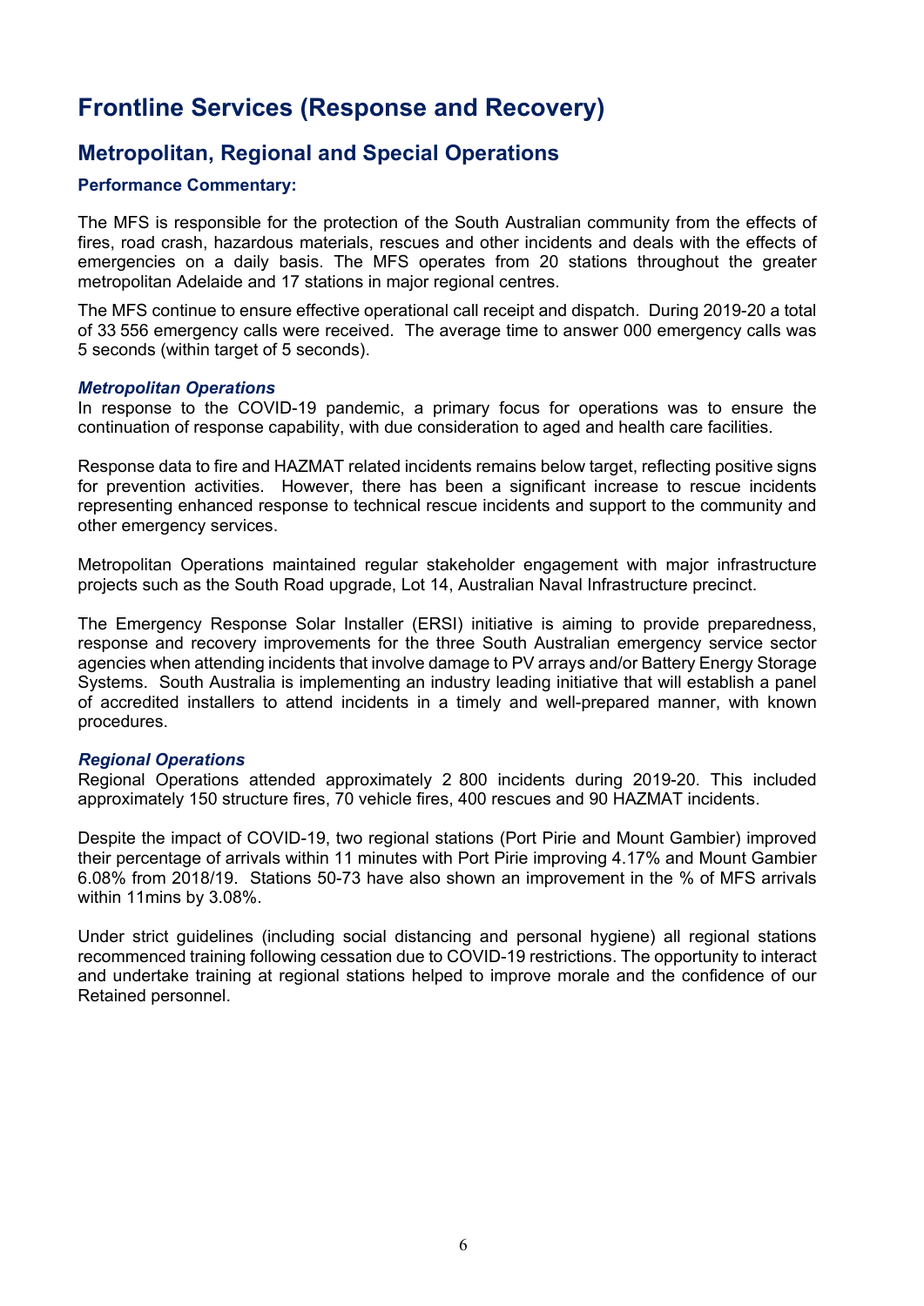# Frontline Services (Response and Recovery)

## Metropolitan, Regional and Special Operations

### Performance Commentary:

The MFS is responsible for the protection of the South Australian community from the effects of fires, road crash, hazardous materials, rescues and other incidents and deals with the effects of emergencies on a daily basis. The MFS operates from 20 stations throughout the greater metropolitan Adelaide and 17 stations in major regional centres.

The MFS continue to ensure effective operational call receipt and dispatch. During 2019-20 a total of 33 556 emergency calls were received. The average time to answer 000 emergency calls was 5 seconds (within target of 5 seconds).

***Metropolitan Operations***

In response to the COVID-19 pandemic, a primary focus for operations was to ensure the continuation of response capability, with due consideration to aged and health care facilities.

Response data to fire and HAZMAT related incidents remains below target, reflecting positive signs for prevention activities. However, there has been a significant increase to rescue incidents representing enhanced response to technical rescue incidents and support to the community and other emergency services.

Metropolitan Operations maintained regular stakeholder engagement with major infrastructure projects such as the South Road upgrade, Lot 14, Australian Naval Infrastructure precinct.

The Emergency Response Solar Installer (ERSI) initiative is aiming to provide preparedness, response and recovery improvements for the three South Australian emergency service sector agencies when attending incidents that involve damage to PV arrays and/or Battery Energy Storage Systems. South Australia is implementing an industry leading initiative that will establish a panel of accredited installers to attend incidents in a timely and well-prepared manner, with known procedures.

***Regional Operations***

Regional Operations attended approximately 2 800 incidents during 2019-20. This included approximately 150 structure fires, 70 vehicle fires, 400 rescues and 90 HAZMAT incidents.

Despite the impact of COVID-19, two regional stations (Port Pirie and Mount Gambier) improved their percentage of arrivals within 11 minutes with Port Pirie improving 4.17% and Mount Gambier 6.08% from 2018/19. Stations 50-73 have also shown an improvement in the % of MFS arrivals within 11mins by 3.08%.

Under strict guidelines (including social distancing and personal hygiene) all regional stations recommenced training following cessation due to COVID-19 restrictions. The opportunity to interact and undertake training at regional stations helped to improve morale and the confidence of our Retained personnel.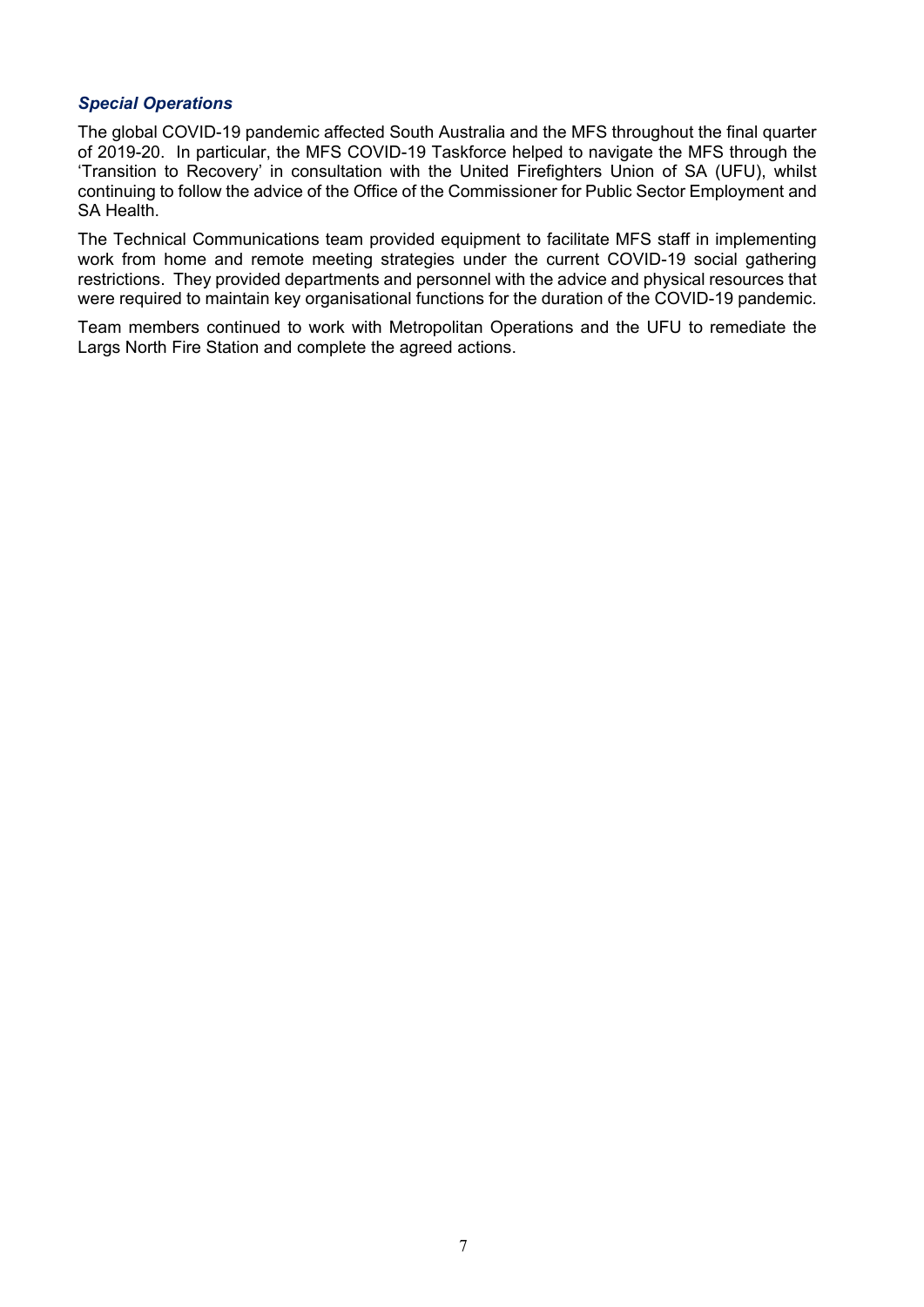### *Special Operations*

The global COVID-19 pandemic affected South Australia and the MFS throughout the final quarter of 2019-20. In particular, the MFS COVID-19 Taskforce helped to navigate the MFS through the 'Transition to Recovery' in consultation with the United Firefighters Union of SA (UFU), whilst continuing to follow the advice of the Office of the Commissioner for Public Sector Employment and SA Health.

The Technical Communications team provided equipment to facilitate MFS staff in implementing work from home and remote meeting strategies under the current COVID-19 social gathering restrictions. They provided departments and personnel with the advice and physical resources that were required to maintain key organisational functions for the duration of the COVID-19 pandemic.

Team members continued to work with Metropolitan Operations and the UFU to remediate the Largs North Fire Station and complete the agreed actions.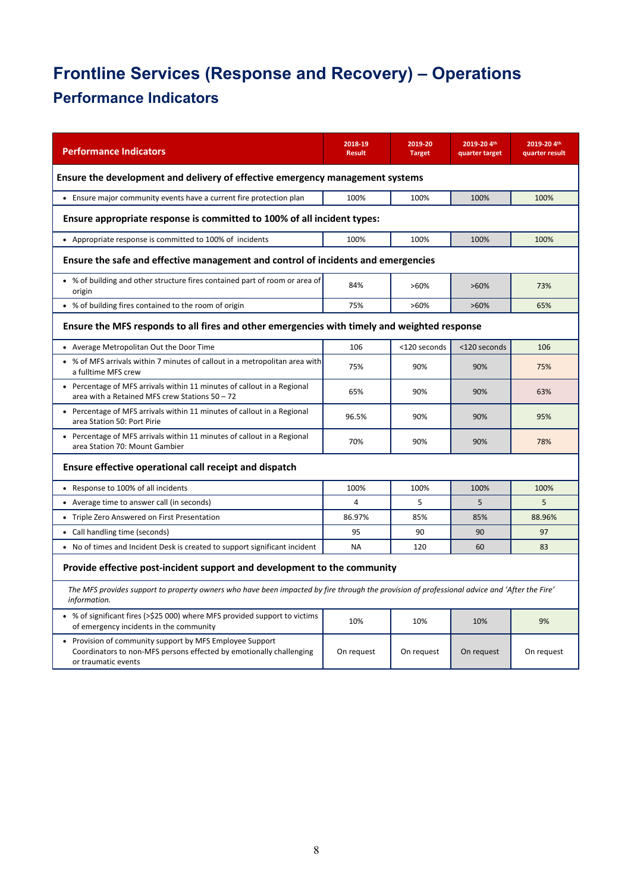# Frontline Services (Response and Recovery) – Operations

## Performance Indicators

| Performance Indicators | 2018-19 Result | 2019-20 Target | 2019-20 4th quarter target | 2019-20 4th quarter result |
|---|---|---|---|---|
| **Ensure the development and delivery of effective emergency management systems** | | | | |
| • Ensure major community events have a current fire protection plan | 100% | 100% | 100% | 100% |
| **Ensure appropriate response is committed to 100% of all incident types:** | | | | |
| • Appropriate response is committed to 100% of incidents | 100% | 100% | 100% | 100% |
| **Ensure the safe and effective management and control of incidents and emergencies** | | | | |
| • % of building and other structure fires contained part of room or area of origin | 84% | >60% | >60% | 73% |
| • % of building fires contained to the room of origin | 75% | >60% | >60% | 65% |
| **Ensure the MFS responds to all fires and other emergencies with timely and weighted response** | | | | |
| • Average Metropolitan Out the Door Time | 106 | <120 seconds | <120 seconds | 106 |
| • % of MFS arrivals within 7 minutes of callout in a metropolitan area with a fulltime MFS crew | 75% | 90% | 90% | 75% |
| • Percentage of MFS arrivals within 11 minutes of callout in a Regional area with a Retained MFS crew Stations 50 – 72 | 65% | 90% | 90% | 63% |
| • Percentage of MFS arrivals within 11 minutes of callout in a Regional area Station 50: Port Pirie | 96.5% | 90% | 90% | 95% |
| • Percentage of MFS arrivals within 11 minutes of callout in a Regional area Station 70: Mount Gambier | 70% | 90% | 90% | 78% |
| **Ensure effective operational call receipt and dispatch** | | | | |
| • Response to 100% of all incidents | 100% | 100% | 100% | 100% |
| • Average time to answer call (in seconds) | 4 | 5 | 5 | 5 |
| • Triple Zero Answered on First Presentation | 86.97% | 85% | 85% | 88.96% |
| • Call handling time (seconds) | 95 | 90 | 90 | 97 |
| • No of times and Incident Desk is created to support significant incident | NA | 120 | 60 | 83 |
| **Provide effective post-incident support and development to the community** | | | | |
| *The MFS provides support to property owners who have been impacted by fire through the provision of professional advice and 'After the Fire' information.* | | | | |
| • % of significant fires (>$25 000) where MFS provided support to victims of emergency incidents in the community | 10% | 10% | 10% | 9% |
| • Provision of community support by MFS Employee Support Coordinators to non-MFS persons effected by emotionally challenging or traumatic events | On request | On request | On request | On request |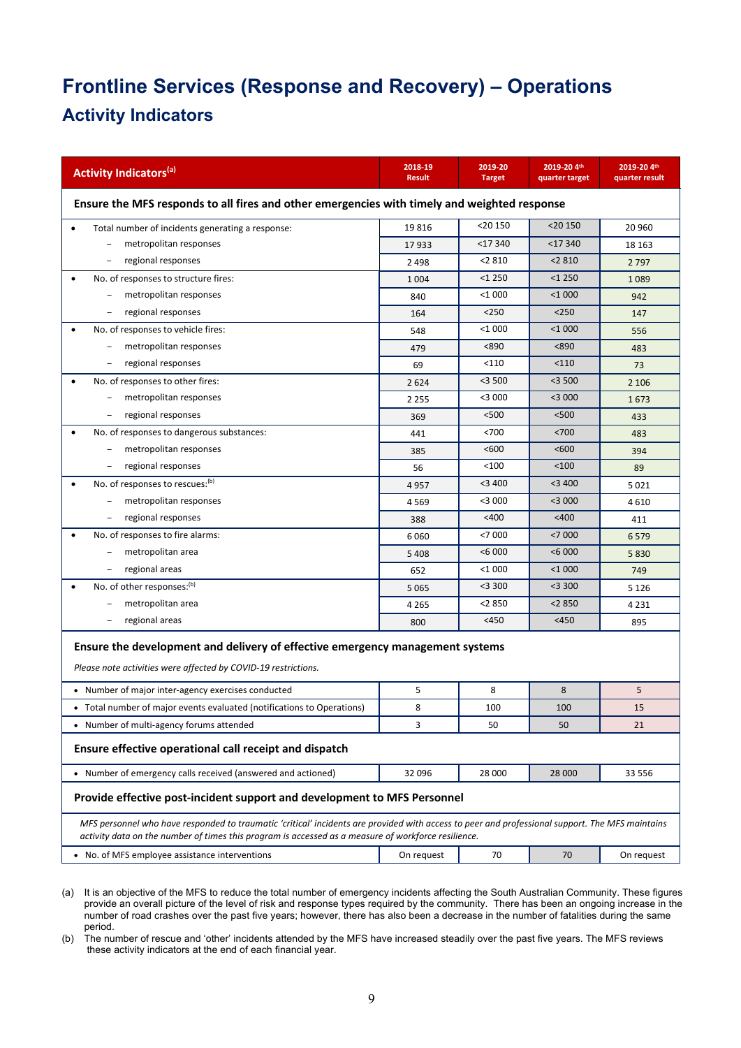# Frontline Services (Response and Recovery) – Operations

## Activity Indicators

| Activity Indicators[(a)] | 2018-19 Result | 2019-20 Target | 2019-20 4th quarter target | 2019-20 4th quarter result |
|---|---|---|---|---|
| **Ensure the MFS responds to all fires and other emergencies with timely and weighted response** | | | | |
| • Total number of incidents generating a response: | 19 816 | <20 150 | <20 150 | 20 960 |
| – metropolitan responses | 17 933 | <17 340 | <17 340 | 18 163 |
| – regional responses | 2 498 | <2 810 | <2 810 | 2 797 |
| • No. of responses to structure fires: | 1 004 | <1 250 | <1 250 | 1 089 |
| – metropolitan responses | 840 | <1 000 | <1 000 | 942 |
| – regional responses | 164 | <250 | <250 | 147 |
| • No. of responses to vehicle fires: | 548 | <1 000 | <1 000 | 556 |
| – metropolitan responses | 479 | <890 | <890 | 483 |
| – regional responses | 69 | <110 | <110 | 73 |
| • No. of responses to other fires: | 2 624 | <3 500 | <3 500 | 2 106 |
| – metropolitan responses | 2 255 | <3 000 | <3 000 | 1 673 |
| – regional responses | 369 | <500 | <500 | 433 |
| • No. of responses to dangerous substances: | 441 | <700 | <700 | 483 |
| – metropolitan responses | 385 | <600 | <600 | 394 |
| – regional responses | 56 | <100 | <100 | 89 |
| • No. of responses to rescues:[(b)] | 4 957 | <3 400 | <3 400 | 5 021 |
| – metropolitan responses | 4 569 | <3 000 | <3 000 | 4 610 |
| – regional responses | 388 | <400 | <400 | 411 |
| • No. of responses to fire alarms: | 6 060 | <7 000 | <7 000 | 6 579 |
| – metropolitan area | 5 408 | <6 000 | <6 000 | 5 830 |
| – regional areas | 652 | <1 000 | <1 000 | 749 |
| • No. of other responses:[(b)] | 5 065 | <3 300 | <3 300 | 5 126 |
| – metropolitan area | 4 265 | <2 850 | <2 850 | 4 231 |
| – regional areas | 800 | <450 | <450 | 895 |
| **Ensure the development and delivery of effective emergency management systems** *Please note activities were affected by COVID-19 restrictions.* | | | | |
| • Number of major inter-agency exercises conducted | 5 | 8 | 8 | 5 |
| • Total number of major events evaluated (notifications to Operations) | 8 | 100 | 100 | 15 |
| • Number of multi-agency forums attended | 3 | 50 | 50 | 21 |
| **Ensure effective operational call receipt and dispatch** | | | | |
| • Number of emergency calls received (answered and actioned) | 32 096 | 28 000 | 28 000 | 33 556 |
| **Provide effective post-incident support and development to MFS Personnel** *MFS personnel who have responded to traumatic 'critical' incidents are provided with access to peer and professional support. The MFS maintains activity data on the number of times this program is accessed as a measure of workforce resilience.* | | | | |
| • No. of MFS employee assistance interventions | On request | 70 | 70 | On request |

(a) It is an objective of the MFS to reduce the total number of emergency incidents affecting the South Australian Community. These figures provide an overall picture of the level of risk and response types required by the community. There has been an ongoing increase in the number of road crashes over the past five years; however, there has also been a decrease in the number of fatalities during the same period.

(b) The number of rescue and 'other' incidents attended by the MFS have increased steadily over the past five years. The MFS reviews these activity indicators at the end of each financial year.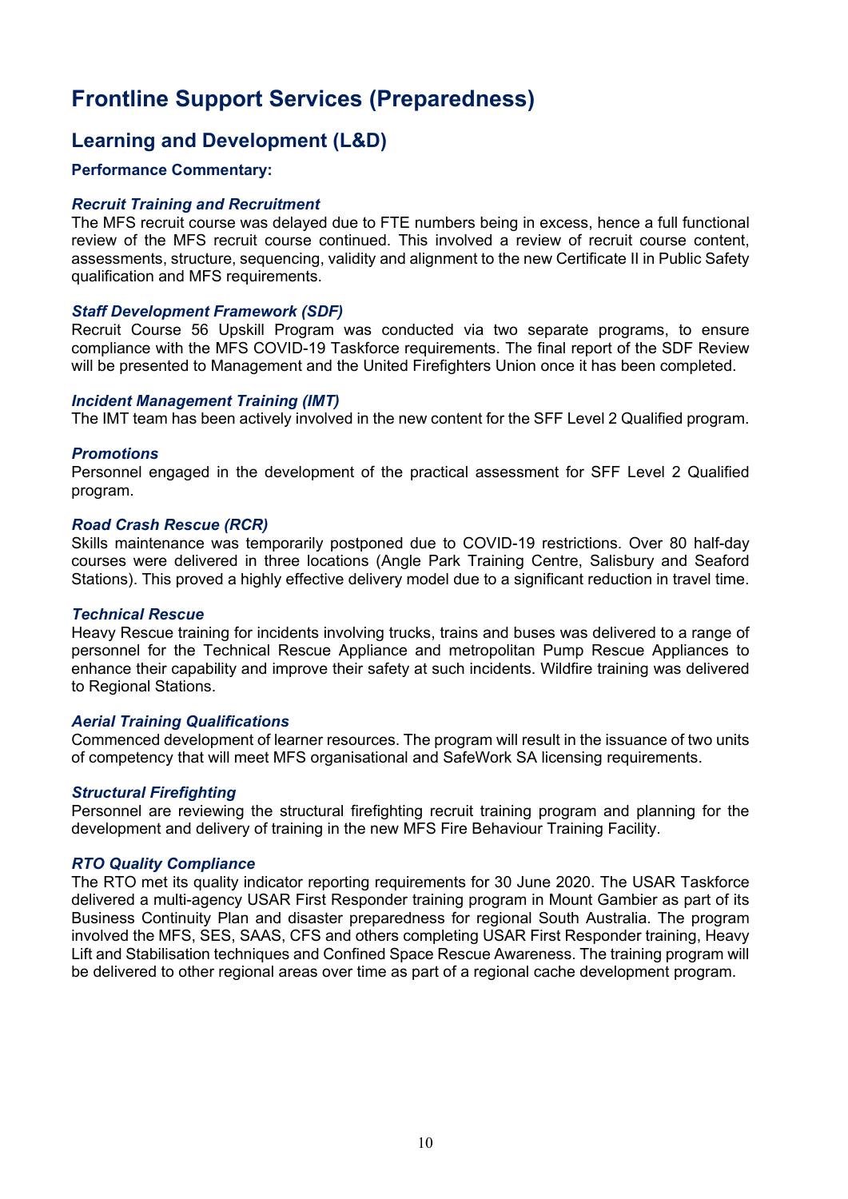# Frontline Support Services (Preparedness)

## Learning and Development (L&D)

**Performance Commentary:**

***Recruit Training and Recruitment***

The MFS recruit course was delayed due to FTE numbers being in excess, hence a full functional review of the MFS recruit course continued. This involved a review of recruit course content, assessments, structure, sequencing, validity and alignment to the new Certificate II in Public Safety qualification and MFS requirements.

***Staff Development Framework (SDF)***

Recruit Course 56 Upskill Program was conducted via two separate programs, to ensure compliance with the MFS COVID-19 Taskforce requirements. The final report of the SDF Review will be presented to Management and the United Firefighters Union once it has been completed.

***Incident Management Training (IMT)***

The IMT team has been actively involved in the new content for the SFF Level 2 Qualified program.

***Promotions***

Personnel engaged in the development of the practical assessment for SFF Level 2 Qualified program.

***Road Crash Rescue (RCR)***

Skills maintenance was temporarily postponed due to COVID-19 restrictions. Over 80 half-day courses were delivered in three locations (Angle Park Training Centre, Salisbury and Seaford Stations). This proved a highly effective delivery model due to a significant reduction in travel time.

***Technical Rescue***

Heavy Rescue training for incidents involving trucks, trains and buses was delivered to a range of personnel for the Technical Rescue Appliance and metropolitan Pump Rescue Appliances to enhance their capability and improve their safety at such incidents. Wildfire training was delivered to Regional Stations.

***Aerial Training Qualifications***

Commenced development of learner resources. The program will result in the issuance of two units of competency that will meet MFS organisational and SafeWork SA licensing requirements.

***Structural Firefighting***

Personnel are reviewing the structural firefighting recruit training program and planning for the development and delivery of training in the new MFS Fire Behaviour Training Facility.

***RTO Quality Compliance***

The RTO met its quality indicator reporting requirements for 30 June 2020. The USAR Taskforce delivered a multi-agency USAR First Responder training program in Mount Gambier as part of its Business Continuity Plan and disaster preparedness for regional South Australia. The program involved the MFS, SES, SAAS, CFS and others completing USAR First Responder training, Heavy Lift and Stabilisation techniques and Confined Space Rescue Awareness. The training program will be delivered to other regional areas over time as part of a regional cache development program.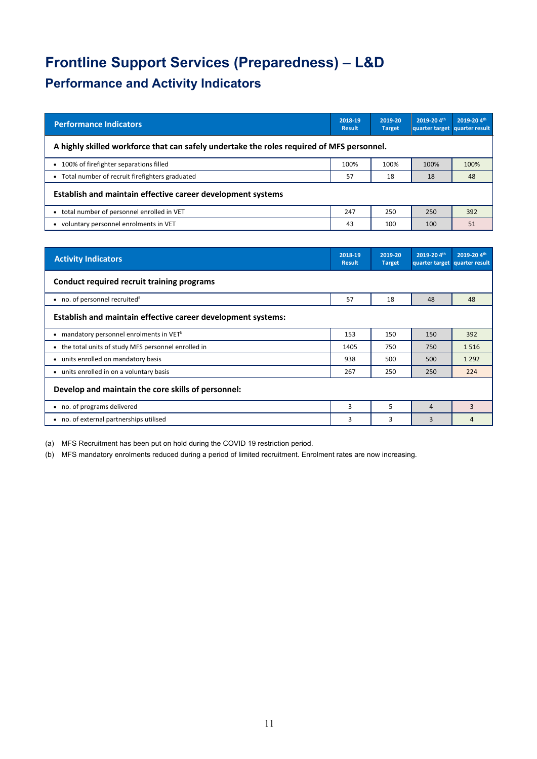# Frontline Support Services (Preparedness) – L&D

## Performance and Activity Indicators

| Performance Indicators | 2018-19 Result | 2019-20 Target | 2019-20 4th quarter target | 2019-20 4th quarter result |
|---|---|---|---|---|
| **A highly skilled workforce that can safely undertake the roles required of MFS personnel.** | | | | |
| • 100% of firefighter separations filled | 100% | 100% | 100% | 100% |
| • Total number of recruit firefighters graduated | 57 | 18 | 18 | 48 |
| **Establish and maintain effective career development systems** | | | | |
| • total number of personnel enrolled in VET | 247 | 250 | 250 | 392 |
| • voluntary personnel enrolments in VET | 43 | 100 | 100 | 51 |

| Activity Indicators | 2018-19 Result | 2019-20 Target | 2019-20 4th quarter target | 2019-20 4th quarter result |
|---|---|---|---|---|
| **Conduct required recruit training programs** | | | | |
| • no. of personnel recruited[a] | 57 | 18 | 48 | 48 |
| **Establish and maintain effective career development systems:** | | | | |
| • mandatory personnel enrolments in VET[b] | 153 | 150 | 150 | 392 |
| • the total units of study MFS personnel enrolled in | 1405 | 750 | 750 | 1 516 |
| • units enrolled on mandatory basis | 938 | 500 | 500 | 1 292 |
| • units enrolled in on a voluntary basis | 267 | 250 | 250 | 224 |
| **Develop and maintain the core skills of personnel:** | | | | |
| • no. of programs delivered | 3 | 5 | 4 | 3 |
| • no. of external partnerships utilised | 3 | 3 | 3 | 4 |

(a) MFS Recruitment has been put on hold during the COVID 19 restriction period.

(b) MFS mandatory enrolments reduced during a period of limited recruitment. Enrolment rates are now increasing.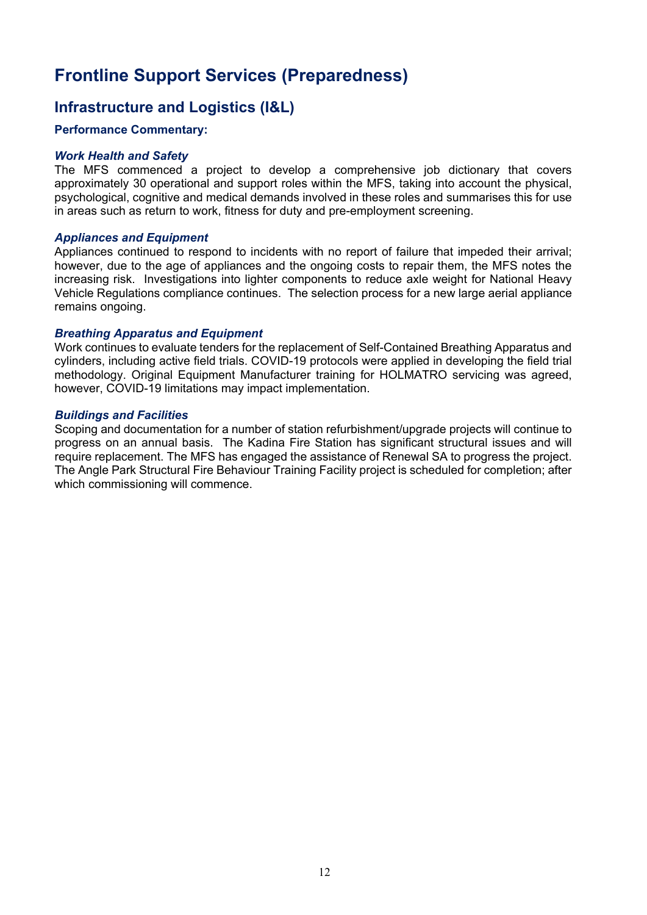# Frontline Support Services (Preparedness)

## Infrastructure and Logistics (I&L)

**Performance Commentary:**

***Work Health and Safety***

The MFS commenced a project to develop a comprehensive job dictionary that covers approximately 30 operational and support roles within the MFS, taking into account the physical, psychological, cognitive and medical demands involved in these roles and summarises this for use in areas such as return to work, fitness for duty and pre-employment screening.

***Appliances and Equipment***

Appliances continued to respond to incidents with no report of failure that impeded their arrival; however, due to the age of appliances and the ongoing costs to repair them, the MFS notes the increasing risk. Investigations into lighter components to reduce axle weight for National Heavy Vehicle Regulations compliance continues. The selection process for a new large aerial appliance remains ongoing.

***Breathing Apparatus and Equipment***

Work continues to evaluate tenders for the replacement of Self-Contained Breathing Apparatus and cylinders, including active field trials. COVID-19 protocols were applied in developing the field trial methodology. Original Equipment Manufacturer training for HOLMATRO servicing was agreed, however, COVID-19 limitations may impact implementation.

***Buildings and Facilities***

Scoping and documentation for a number of station refurbishment/upgrade projects will continue to progress on an annual basis. The Kadina Fire Station has significant structural issues and will require replacement. The MFS has engaged the assistance of Renewal SA to progress the project. The Angle Park Structural Fire Behaviour Training Facility project is scheduled for completion; after which commissioning will commence.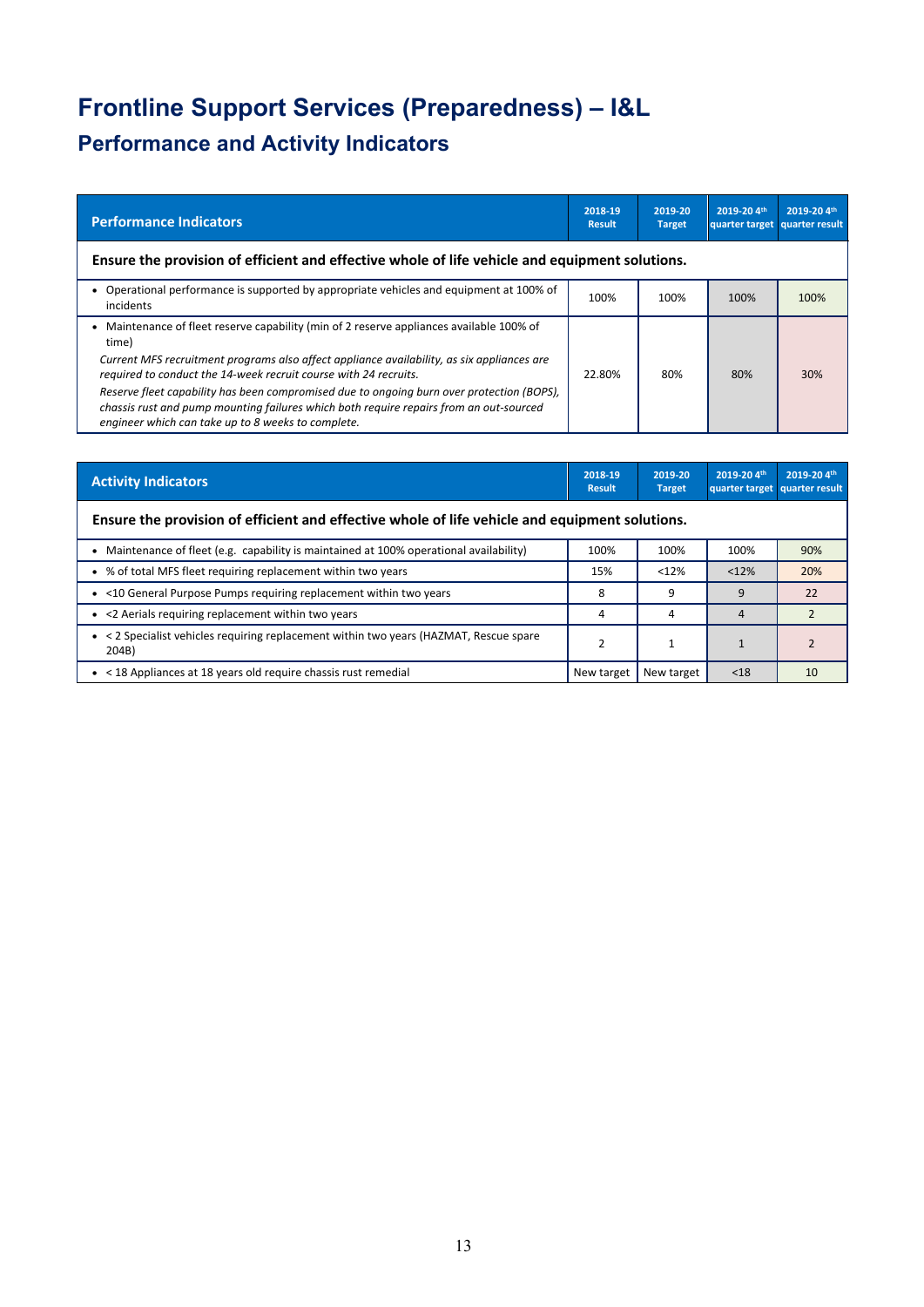# Frontline Support Services (Preparedness) – I&L

## Performance and Activity Indicators

| Performance Indicators | 2018-19 Result | 2019-20 Target | 2019-20 4th quarter target | 2019-20 4th quarter result |
|---|---|---|---|---|
| **Ensure the provision of efficient and effective whole of life vehicle and equipment solutions.** | | | | |
| • Operational performance is supported by appropriate vehicles and equipment at 100% of incidents | 100% | 100% | 100% | 100% |
| • Maintenance of fleet reserve capability (min of 2 reserve appliances available 100% of time)<br>*Current MFS recruitment programs also affect appliance availability, as six appliances are required to conduct the 14-week recruit course with 24 recruits.*<br>*Reserve fleet capability has been compromised due to ongoing burn over protection (BOPS), chassis rust and pump mounting failures which both require repairs from an out-sourced engineer which can take up to 8 weeks to complete.* | 22.80% | 80% | 80% | 30% |

| Activity Indicators | 2018-19 Result | 2019-20 Target | 2019-20 4th quarter target | 2019-20 4th quarter result |
|---|---|---|---|---|
| **Ensure the provision of efficient and effective whole of life vehicle and equipment solutions.** | | | | |
| • Maintenance of fleet (e.g. capability is maintained at 100% operational availability) | 100% | 100% | 100% | 90% |
| • % of total MFS fleet requiring replacement within two years | 15% | <12% | <12% | 20% |
| • <10 General Purpose Pumps requiring replacement within two years | 8 | 9 | 9 | 22 |
| • <2 Aerials requiring replacement within two years | 4 | 4 | 4 | 2 |
| • < 2 Specialist vehicles requiring replacement within two years (HAZMAT, Rescue spare 204B) | 2 | 1 | 1 | 2 |
| • < 18 Appliances at 18 years old require chassis rust remedial | New target | New target | <18 | 10 |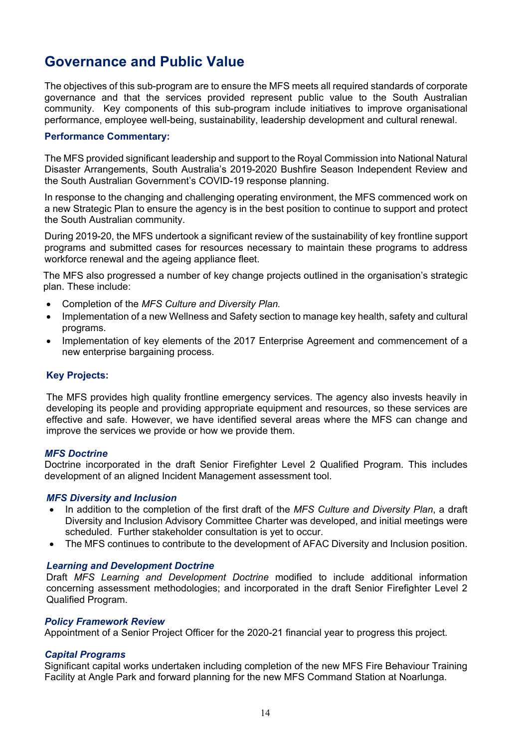## Governance and Public Value

The objectives of this sub-program are to ensure the MFS meets all required standards of corporate governance and that the services provided represent public value to the South Australian community. Key components of this sub-program include initiatives to improve organisational performance, employee well-being, sustainability, leadership development and cultural renewal.

### Performance Commentary:

The MFS provided significant leadership and support to the Royal Commission into National Natural Disaster Arrangements, South Australia's 2019-2020 Bushfire Season Independent Review and the South Australian Government's COVID-19 response planning.

In response to the changing and challenging operating environment, the MFS commenced work on a new Strategic Plan to ensure the agency is in the best position to continue to support and protect the South Australian community.

During 2019-20, the MFS undertook a significant review of the sustainability of key frontline support programs and submitted cases for resources necessary to maintain these programs to address workforce renewal and the ageing appliance fleet.

The MFS also progressed a number of key change projects outlined in the organisation's strategic plan. These include:

- Completion of the *MFS Culture and Diversity Plan.*
- Implementation of a new Wellness and Safety section to manage key health, safety and cultural programs.
- Implementation of key elements of the 2017 Enterprise Agreement and commencement of a new enterprise bargaining process.

### Key Projects:

The MFS provides high quality frontline emergency services. The agency also invests heavily in developing its people and providing appropriate equipment and resources, so these services are effective and safe. However, we have identified several areas where the MFS can change and improve the services we provide or how we provide them.

#### *MFS Doctrine*

Doctrine incorporated in the draft Senior Firefighter Level 2 Qualified Program. This includes development of an aligned Incident Management assessment tool.

#### *MFS Diversity and Inclusion*

- In addition to the completion of the first draft of the *MFS Culture and Diversity Plan*, a draft Diversity and Inclusion Advisory Committee Charter was developed, and initial meetings were scheduled. Further stakeholder consultation is yet to occur.
- The MFS continues to contribute to the development of AFAC Diversity and Inclusion position.

#### *Learning and Development Doctrine*

Draft *MFS Learning and Development Doctrine* modified to include additional information concerning assessment methodologies; and incorporated in the draft Senior Firefighter Level 2 Qualified Program.

#### *Policy Framework Review*

Appointment of a Senior Project Officer for the 2020-21 financial year to progress this project.

#### *Capital Programs*

Significant capital works undertaken including completion of the new MFS Fire Behaviour Training Facility at Angle Park and forward planning for the new MFS Command Station at Noarlunga.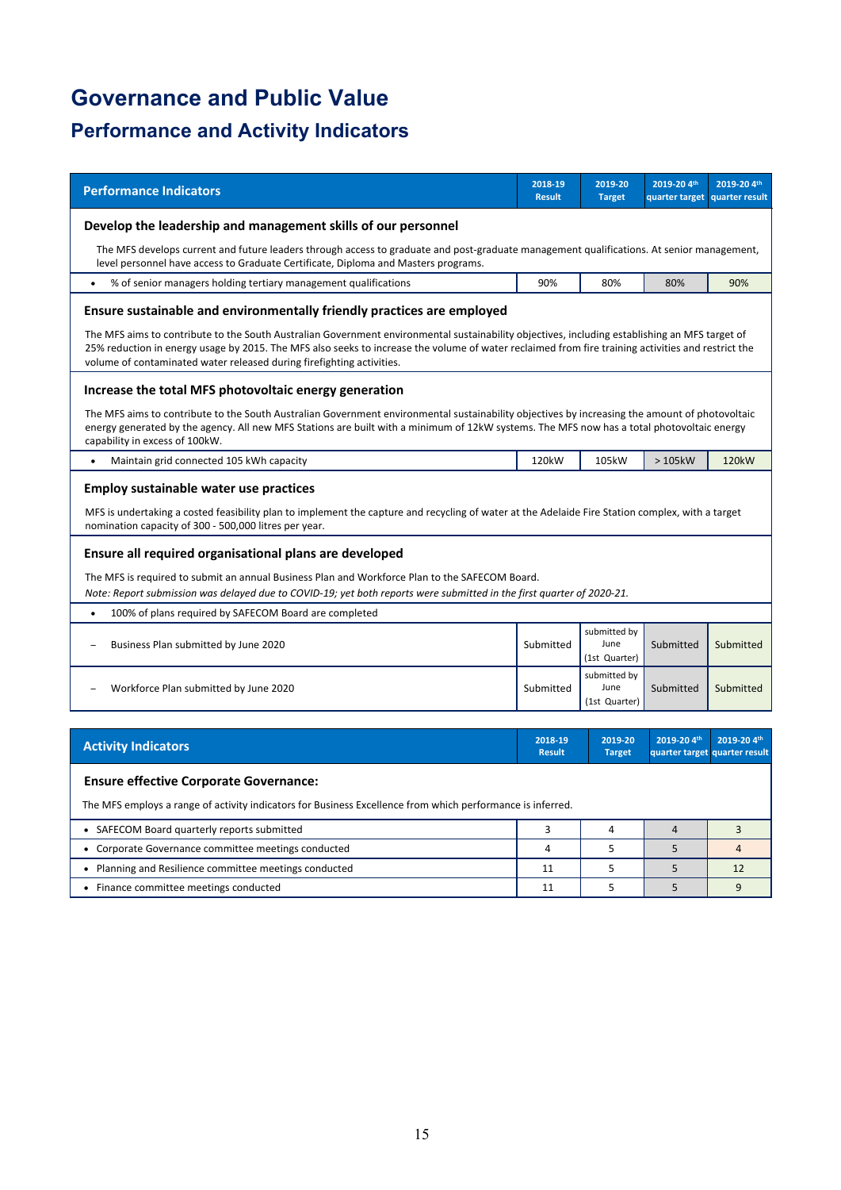# Governance and Public Value

## Performance and Activity Indicators

| Performance Indicators | 2018-19 Result | 2019-20 Target | 2019-20 4th quarter target | 2019-20 4th quarter result |
|---|---|---|---|---|
| **Develop the leadership and management skills of our personnel** | | | | |
| The MFS develops current and future leaders through access to graduate and post-graduate management qualifications. At senior management, level personnel have access to Graduate Certificate, Diploma and Masters programs. | | | | |
| • % of senior managers holding tertiary management qualifications | 90% | 80% | 80% | 90% |
| **Ensure sustainable and environmentally friendly practices are employed** | | | | |
| The MFS aims to contribute to the South Australian Government environmental sustainability objectives, including establishing an MFS target of 25% reduction in energy usage by 2015. The MFS also seeks to increase the volume of water reclaimed from fire training activities and restrict the volume of contaminated water released during firefighting activities. | | | | |
| **Increase the total MFS photovoltaic energy generation** | | | | |
| The MFS aims to contribute to the South Australian Government environmental sustainability objectives by increasing the amount of photovoltaic energy generated by the agency. All new MFS Stations are built with a minimum of 12kW systems. The MFS now has a total photovoltaic energy capability in excess of 100kW. | | | | |
| • Maintain grid connected 105 kWh capacity | 120kW | 105kW | > 105kW | 120kW |
| **Employ sustainable water use practices** | | | | |
| MFS is undertaking a costed feasibility plan to implement the capture and recycling of water at the Adelaide Fire Station complex, with a target nomination capacity of 300 - 500,000 litres per year. | | | | |
| **Ensure all required organisational plans are developed** | | | | |
| The MFS is required to submit an annual Business Plan and Workforce Plan to the SAFECOM Board. *Note: Report submission was delayed due to COVID-19; yet both reports were submitted in the first quarter of 2020-21.* | | | | |
| • 100% of plans required by SAFECOM Board are completed | | | | |
| – Business Plan submitted by June 2020 | Submitted | submitted by June (1st Quarter) | Submitted | Submitted |
| – Workforce Plan submitted by June 2020 | Submitted | submitted by June (1st Quarter) | Submitted | Submitted |

| Activity Indicators | 2018-19 Result | 2019-20 Target | 2019-20 4th quarter target | 2019-20 4th quarter result |
|---|---|---|---|---|
| **Ensure effective Corporate Governance:** | | | | |
| The MFS employs a range of activity indicators for Business Excellence from which performance is inferred. | | | | |
| • SAFECOM Board quarterly reports submitted | 3 | 4 | 4 | 3 |
| • Corporate Governance committee meetings conducted | 4 | 5 | 5 | 4 |
| • Planning and Resilience committee meetings conducted | 11 | 5 | 5 | 12 |
| • Finance committee meetings conducted | 11 | 5 | 5 | 9 |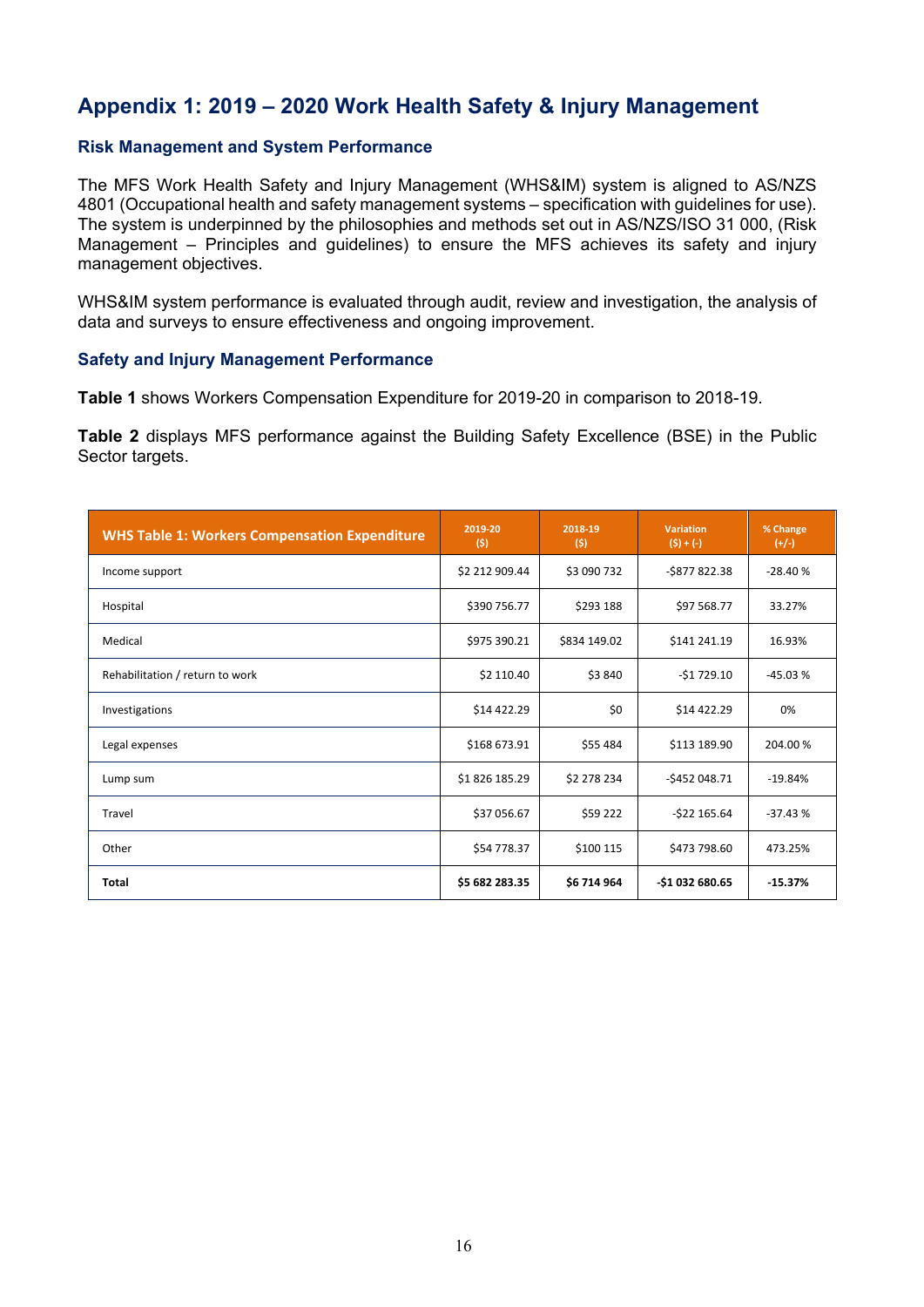## Appendix 1: 2019 – 2020 Work Health Safety & Injury Management

### Risk Management and System Performance

The MFS Work Health Safety and Injury Management (WHS&IM) system is aligned to AS/NZS 4801 (Occupational health and safety management systems – specification with guidelines for use). The system is underpinned by the philosophies and methods set out in AS/NZS/ISO 31 000, (Risk Management – Principles and guidelines) to ensure the MFS achieves its safety and injury management objectives.

WHS&IM system performance is evaluated through audit, review and investigation, the analysis of data and surveys to ensure effectiveness and ongoing improvement.

### Safety and Injury Management Performance

**Table 1** shows Workers Compensation Expenditure for 2019-20 in comparison to 2018-19.

**Table 2** displays MFS performance against the Building Safety Excellence (BSE) in the Public Sector targets.

| WHS Table 1: Workers Compensation Expenditure | 2019-20 ($) | 2018-19 ($) | Variation ($) + (-) | % Change (+/-) |
|---|---|---|---|---|
| Income support | $2 212 909.44 | $3 090 732 | -$877 822.38 | -28.40 % |
| Hospital | $390 756.77 | $293 188 | $97 568.77 | 33.27% |
| Medical | $975 390.21 | $834 149.02 | $141 241.19 | 16.93% |
| Rehabilitation / return to work | $2 110.40 | $3 840 | -$1 729.10 | -45.03 % |
| Investigations | $14 422.29 | $0 | $14 422.29 | 0% |
| Legal expenses | $168 673.91 | $55 484 | $113 189.90 | 204.00 % |
| Lump sum | $1 826 185.29 | $2 278 234 | -$452 048.71 | -19.84% |
| Travel | $37 056.67 | $59 222 | -$22 165.64 | -37.43 % |
| Other | $54 778.37 | $100 115 | $473 798.60 | 473.25% |
| **Total** | **$5 682 283.35** | **$6 714 964** | **-$1 032 680.65** | **-15.37%** |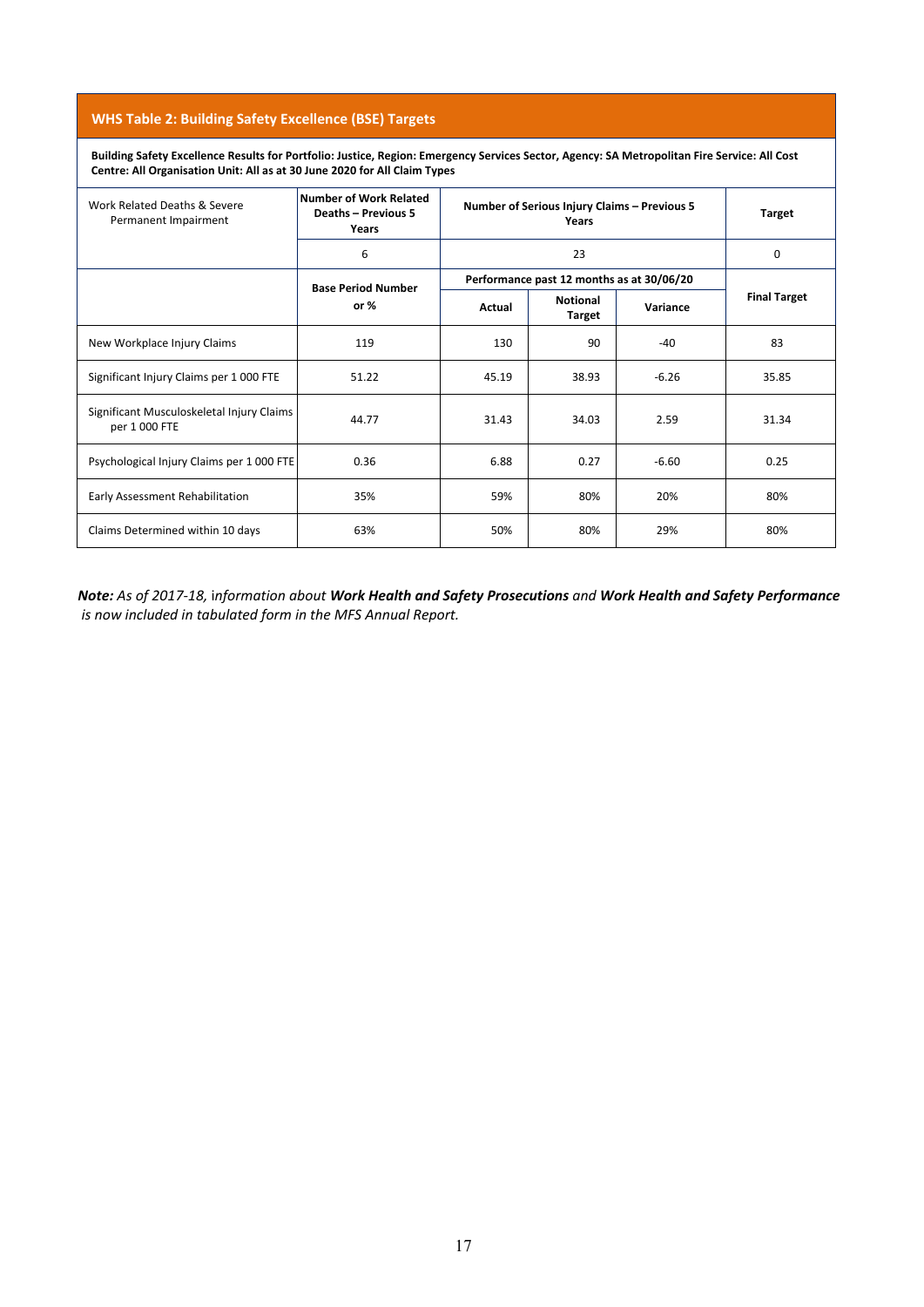## WHS Table 2: Building Safety Excellence (BSE) Targets

**Building Safety Excellence Results for Portfolio: Justice, Region: Emergency Services Sector, Agency: SA Metropolitan Fire Service: All Cost Centre: All Organisation Unit: All as at 30 June 2020 for All Claim Types**

| Work Related Deaths & Severe Permanent Impairment | Number of Work Related Deaths – Previous 5 Years | Number of Serious Injury Claims – Previous 5 Years | | | Target |
|---|---|---|---|---|---|
| | 6 | 23 | | | 0 |
| | Base Period Number or % | Performance past 12 months as at 30/06/20 | | | Final Target |
| | | Actual | Notional Target | Variance | |
| New Workplace Injury Claims | 119 | 130 | 90 | -40 | 83 |
| Significant Injury Claims per 1 000 FTE | 51.22 | 45.19 | 38.93 | -6.26 | 35.85 |
| Significant Musculoskeletal Injury Claims per 1 000 FTE | 44.77 | 31.43 | 34.03 | 2.59 | 31.34 |
| Psychological Injury Claims per 1 000 FTE | 0.36 | 6.88 | 0.27 | -6.60 | 0.25 |
| Early Assessment Rehabilitation | 35% | 59% | 80% | 20% | 80% |
| Claims Determined within 10 days | 63% | 50% | 80% | 29% | 80% |

***Note:*** *As of 2017-18, information about* ***Work Health and Safety Prosecutions*** *and* ***Work Health and Safety Performance*** *is now included in tabulated form in the MFS Annual Report.*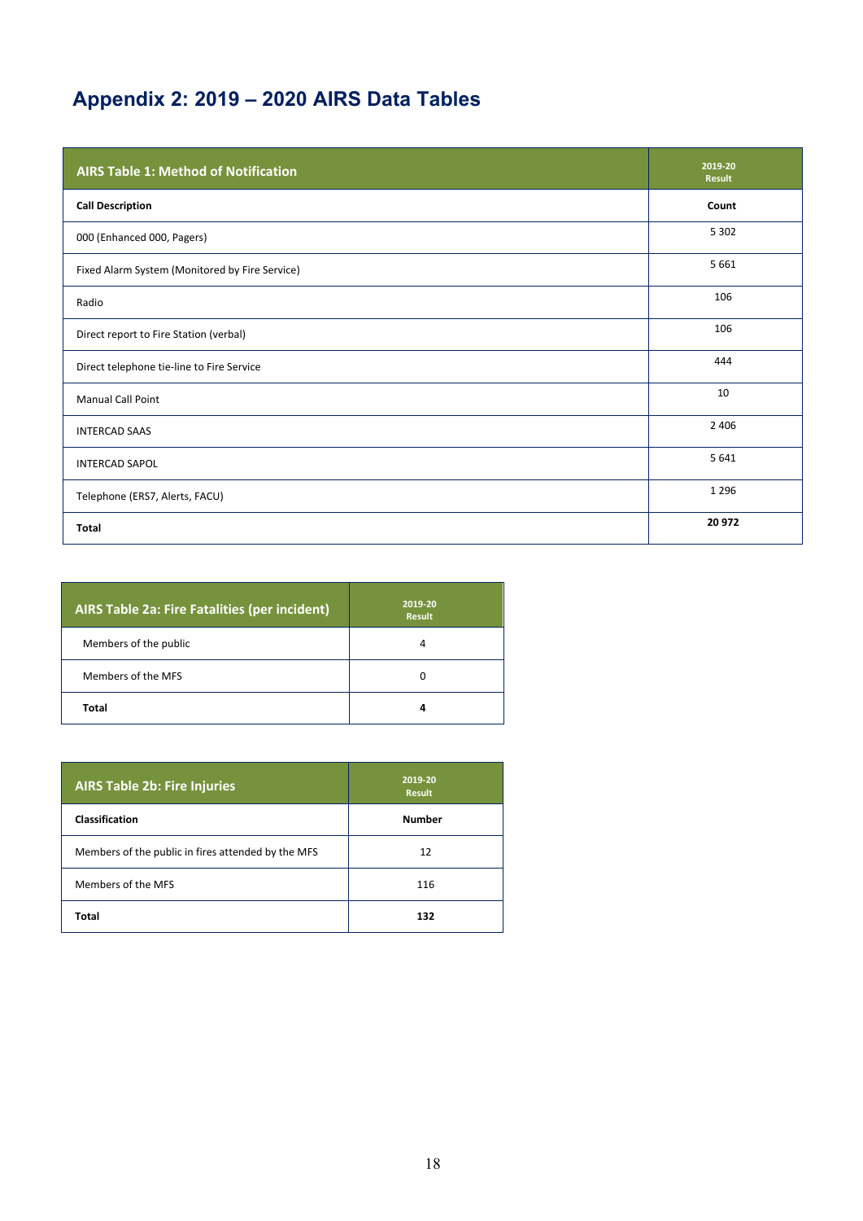# Appendix 2: 2019 – 2020 AIRS Data Tables

| AIRS Table 1: Method of Notification | 2019-20 Result |
| --- | --- |
| **Call Description** | **Count** |
| 000 (Enhanced 000, Pagers) | 5 302 |
| Fixed Alarm System (Monitored by Fire Service) | 5 661 |
| Radio | 106 |
| Direct report to Fire Station (verbal) | 106 |
| Direct telephone tie-line to Fire Service | 444 |
| Manual Call Point | 10 |
| INTERCAD SAAS | 2 406 |
| INTERCAD SAPOL | 5 641 |
| Telephone (ERS7, Alerts, FACU) | 1 296 |
| **Total** | **20 972** |

| AIRS Table 2a: Fire Fatalities (per incident) | 2019-20 Result |
| --- | --- |
| Members of the public | 4 |
| Members of the MFS | 0 |
| **Total** | **4** |

| AIRS Table 2b: Fire Injuries | 2019-20 Result |
| --- | --- |
| **Classification** | **Number** |
| Members of the public in fires attended by the MFS | 12 |
| Members of the MFS | 116 |
| **Total** | **132** |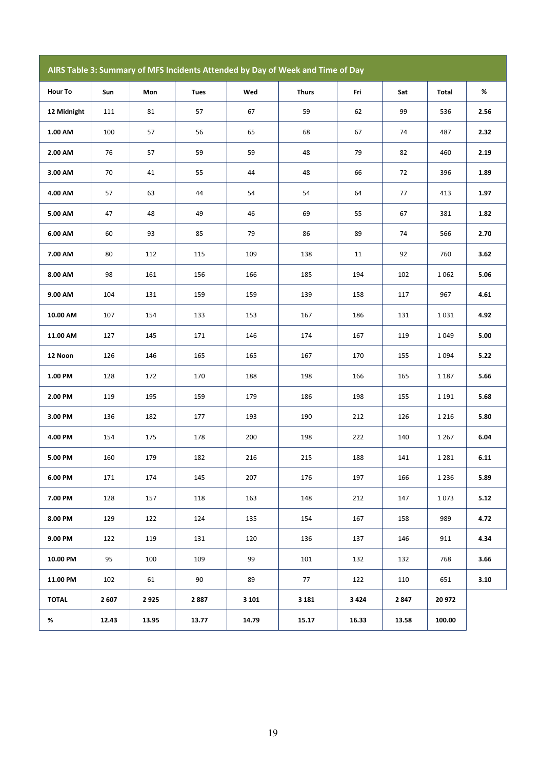| AIRS Table 3: Summary of MFS Incidents Attended by Day of Week and Time of Day | | | | | | | | | |
|---|---|---|---|---|---|---|---|---|---|
| **Hour To** | **Sun** | **Mon** | **Tues** | **Wed** | **Thurs** | **Fri** | **Sat** | **Total** | **%** |
| **12 Midnight** | 111 | 81 | 57 | 67 | 59 | 62 | 99 | 536 | **2.56** |
| **1.00 AM** | 100 | 57 | 56 | 65 | 68 | 67 | 74 | 487 | **2.32** |
| **2.00 AM** | 76 | 57 | 59 | 59 | 48 | 79 | 82 | 460 | **2.19** |
| **3.00 AM** | 70 | 41 | 55 | 44 | 48 | 66 | 72 | 396 | **1.89** |
| **4.00 AM** | 57 | 63 | 44 | 54 | 54 | 64 | 77 | 413 | **1.97** |
| **5.00 AM** | 47 | 48 | 49 | 46 | 69 | 55 | 67 | 381 | **1.82** |
| **6.00 AM** | 60 | 93 | 85 | 79 | 86 | 89 | 74 | 566 | **2.70** |
| **7.00 AM** | 80 | 112 | 115 | 109 | 138 | 11 | 92 | 760 | **3.62** |
| **8.00 AM** | 98 | 161 | 156 | 166 | 185 | 194 | 102 | 1 062 | **5.06** |
| **9.00 AM** | 104 | 131 | 159 | 159 | 139 | 158 | 117 | 967 | **4.61** |
| **10.00 AM** | 107 | 154 | 133 | 153 | 167 | 186 | 131 | 1 031 | **4.92** |
| **11.00 AM** | 127 | 145 | 171 | 146 | 174 | 167 | 119 | 1 049 | **5.00** |
| **12 Noon** | 126 | 146 | 165 | 165 | 167 | 170 | 155 | 1 094 | **5.22** |
| **1.00 PM** | 128 | 172 | 170 | 188 | 198 | 166 | 165 | 1 187 | **5.66** |
| **2.00 PM** | 119 | 195 | 159 | 179 | 186 | 198 | 155 | 1 191 | **5.68** |
| **3.00 PM** | 136 | 182 | 177 | 193 | 190 | 212 | 126 | 1 216 | **5.80** |
| **4.00 PM** | 154 | 175 | 178 | 200 | 198 | 222 | 140 | 1 267 | **6.04** |
| **5.00 PM** | 160 | 179 | 182 | 216 | 215 | 188 | 141 | 1 281 | **6.11** |
| **6.00 PM** | 171 | 174 | 145 | 207 | 176 | 197 | 166 | 1 236 | **5.89** |
| **7.00 PM** | 128 | 157 | 118 | 163 | 148 | 212 | 147 | 1 073 | **5.12** |
| **8.00 PM** | 129 | 122 | 124 | 135 | 154 | 167 | 158 | 989 | **4.72** |
| **9.00 PM** | 122 | 119 | 131 | 120 | 136 | 137 | 146 | 911 | **4.34** |
| **10.00 PM** | 95 | 100 | 109 | 99 | 101 | 132 | 132 | 768 | **3.66** |
| **11.00 PM** | 102 | 61 | 90 | 89 | 77 | 122 | 110 | 651 | **3.10** |
| **TOTAL** | **2 607** | **2 925** | **2 887** | **3 101** | **3 181** | **3 424** | **2 847** | **20 972** | |
| **%** | **12.43** | **13.95** | **13.77** | **14.79** | **15.17** | **16.33** | **13.58** | **100.00** | |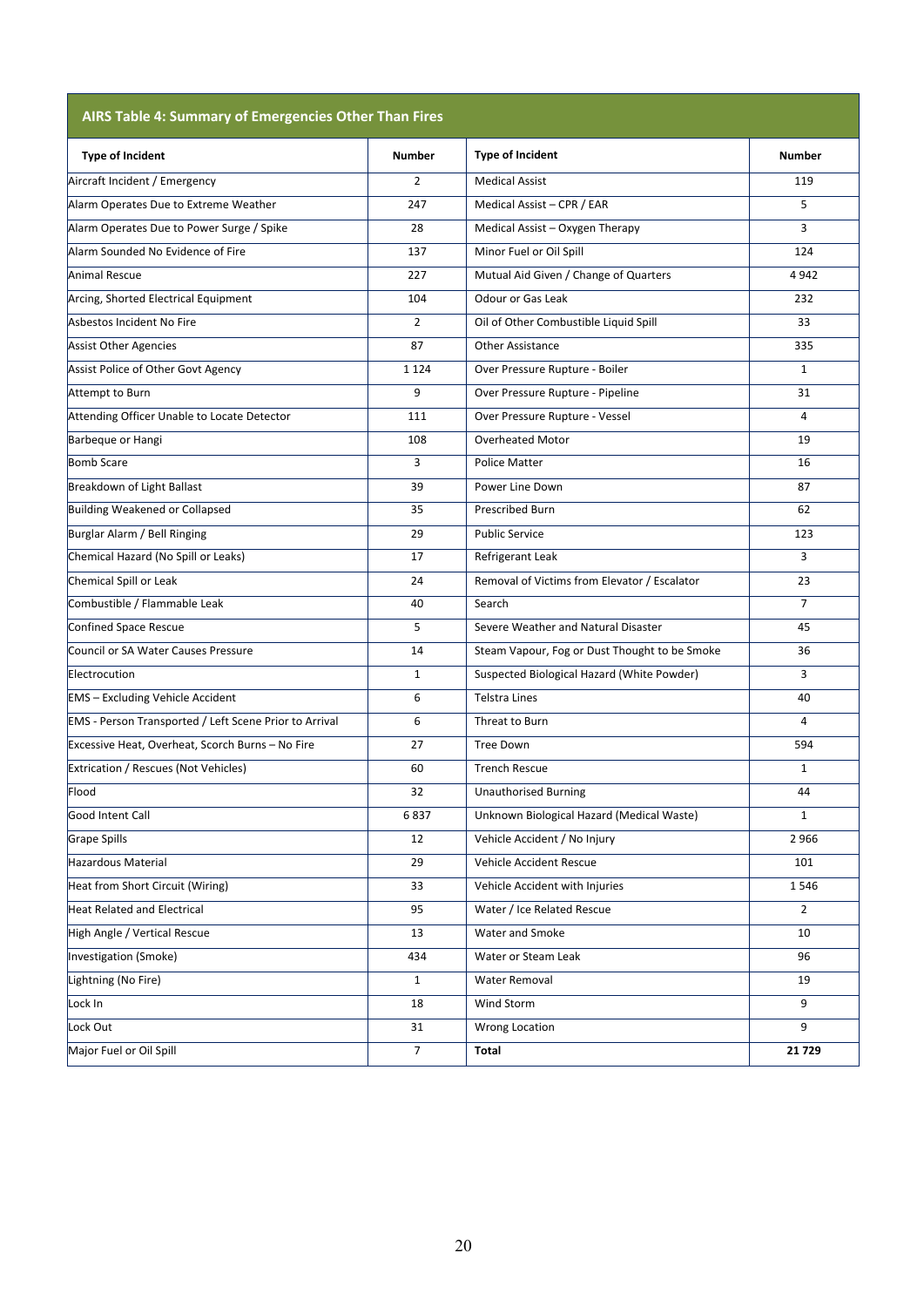## AIRS Table 4: Summary of Emergencies Other Than Fires

| Type of Incident | Number | Type of Incident | Number |
|---|---|---|---|
| Aircraft Incident / Emergency | 2 | Medical Assist | 119 |
| Alarm Operates Due to Extreme Weather | 247 | Medical Assist – CPR / EAR | 5 |
| Alarm Operates Due to Power Surge / Spike | 28 | Medical Assist – Oxygen Therapy | 3 |
| Alarm Sounded No Evidence of Fire | 137 | Minor Fuel or Oil Spill | 124 |
| Animal Rescue | 227 | Mutual Aid Given / Change of Quarters | 4 942 |
| Arcing, Shorted Electrical Equipment | 104 | Odour or Gas Leak | 232 |
| Asbestos Incident No Fire | 2 | Oil of Other Combustible Liquid Spill | 33 |
| Assist Other Agencies | 87 | Other Assistance | 335 |
| Assist Police of Other Govt Agency | 1 124 | Over Pressure Rupture - Boiler | 1 |
| Attempt to Burn | 9 | Over Pressure Rupture - Pipeline | 31 |
| Attending Officer Unable to Locate Detector | 111 | Over Pressure Rupture - Vessel | 4 |
| Barbeque or Hangi | 108 | Overheated Motor | 19 |
| Bomb Scare | 3 | Police Matter | 16 |
| Breakdown of Light Ballast | 39 | Power Line Down | 87 |
| Building Weakened or Collapsed | 35 | Prescribed Burn | 62 |
| Burglar Alarm / Bell Ringing | 29 | Public Service | 123 |
| Chemical Hazard (No Spill or Leaks) | 17 | Refrigerant Leak | 3 |
| Chemical Spill or Leak | 24 | Removal of Victims from Elevator / Escalator | 23 |
| Combustible / Flammable Leak | 40 | Search | 7 |
| Confined Space Rescue | 5 | Severe Weather and Natural Disaster | 45 |
| Council or SA Water Causes Pressure | 14 | Steam Vapour, Fog or Dust Thought to be Smoke | 36 |
| Electrocution | 1 | Suspected Biological Hazard (White Powder) | 3 |
| EMS – Excluding Vehicle Accident | 6 | Telstra Lines | 40 |
| EMS - Person Transported / Left Scene Prior to Arrival | 6 | Threat to Burn | 4 |
| Excessive Heat, Overheat, Scorch Burns – No Fire | 27 | Tree Down | 594 |
| Extrication / Rescues (Not Vehicles) | 60 | Trench Rescue | 1 |
| Flood | 32 | Unauthorised Burning | 44 |
| Good Intent Call | 6 837 | Unknown Biological Hazard (Medical Waste) | 1 |
| Grape Spills | 12 | Vehicle Accident / No Injury | 2 966 |
| Hazardous Material | 29 | Vehicle Accident Rescue | 101 |
| Heat from Short Circuit (Wiring) | 33 | Vehicle Accident with Injuries | 1 546 |
| Heat Related and Electrical | 95 | Water / Ice Related Rescue | 2 |
| High Angle / Vertical Rescue | 13 | Water and Smoke | 10 |
| Investigation (Smoke) | 434 | Water or Steam Leak | 96 |
| Lightning (No Fire) | 1 | Water Removal | 19 |
| Lock In | 18 | Wind Storm | 9 |
| Lock Out | 31 | Wrong Location | 9 |
| Major Fuel or Oil Spill | 7 | **Total** | **21 729** |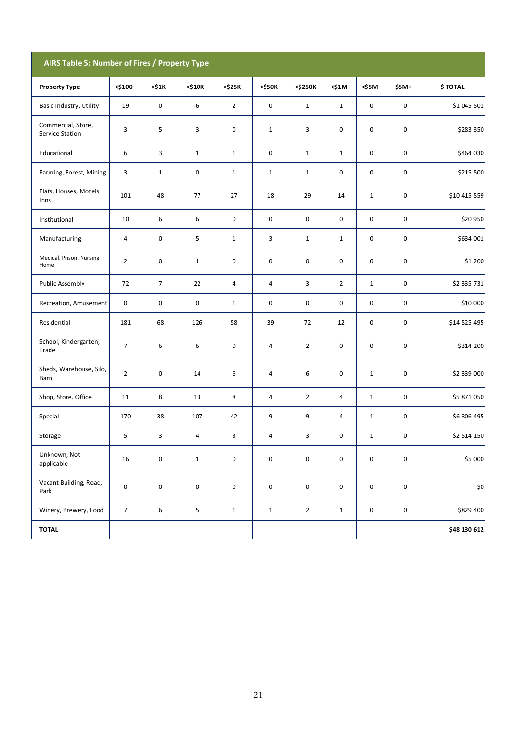## AIRS Table 5: Number of Fires / Property Type

| Property Type | <$100 | <$1K | <$10K | <$25K | <$50K | <$250K | <$1M | <$5M | $5M+ | $ TOTAL |
|---|---|---|---|---|---|---|---|---|---|---|
| Basic Industry, Utility | 19 | 0 | 6 | 2 | 0 | 1 | 1 | 0 | 0 | $1 045 501 |
| Commercial, Store, Service Station | 3 | 5 | 3 | 0 | 1 | 3 | 0 | 0 | 0 | $283 350 |
| Educational | 6 | 3 | 1 | 1 | 0 | 1 | 1 | 0 | 0 | $464 030 |
| Farming, Forest, Mining | 3 | 1 | 0 | 1 | 1 | 1 | 0 | 0 | 0 | $215 500 |
| Flats, Houses, Motels, Inns | 101 | 48 | 77 | 27 | 18 | 29 | 14 | 1 | 0 | $10 415 559 |
| Institutional | 10 | 6 | 6 | 0 | 0 | 0 | 0 | 0 | 0 | $20 950 |
| Manufacturing | 4 | 0 | 5 | 1 | 3 | 1 | 1 | 0 | 0 | $634 001 |
| Medical, Prison, Nursing Home | 2 | 0 | 1 | 0 | 0 | 0 | 0 | 0 | 0 | $1 200 |
| Public Assembly | 72 | 7 | 22 | 4 | 4 | 3 | 2 | 1 | 0 | $2 335 731 |
| Recreation, Amusement | 0 | 0 | 0 | 1 | 0 | 0 | 0 | 0 | 0 | $10 000 |
| Residential | 181 | 68 | 126 | 58 | 39 | 72 | 12 | 0 | 0 | $14 525 495 |
| School, Kindergarten, Trade | 7 | 6 | 6 | 0 | 4 | 2 | 0 | 0 | 0 | $314 200 |
| Sheds, Warehouse, Silo, Barn | 2 | 0 | 14 | 6 | 4 | 6 | 0 | 1 | 0 | $2 339 000 |
| Shop, Store, Office | 11 | 8 | 13 | 8 | 4 | 2 | 4 | 1 | 0 | $5 871 050 |
| Special | 170 | 38 | 107 | 42 | 9 | 9 | 4 | 1 | 0 | $6 306 495 |
| Storage | 5 | 3 | 4 | 3 | 4 | 3 | 0 | 1 | 0 | $2 514 150 |
| Unknown, Not applicable | 16 | 0 | 1 | 0 | 0 | 0 | 0 | 0 | 0 | $5 000 |
| Vacant Building, Road, Park | 0 | 0 | 0 | 0 | 0 | 0 | 0 | 0 | 0 | $0 |
| Winery, Brewery, Food | 7 | 6 | 5 | 1 | 1 | 2 | 1 | 0 | 0 | $829 400 |
| **TOTAL** | | | | | | | | | | **$48 130 612** |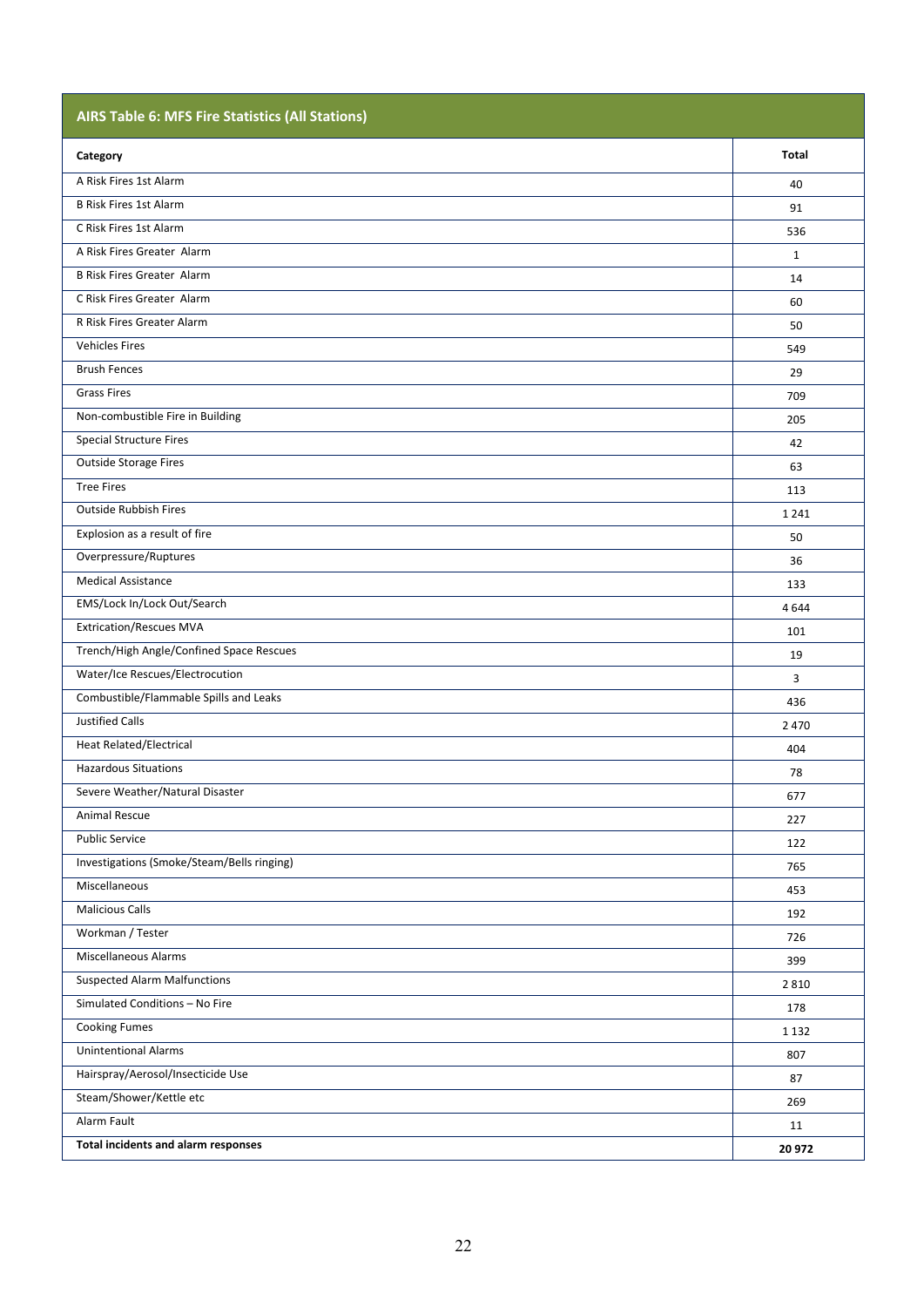| AIRS Table 6: MFS Fire Statistics (All Stations) | |
|---|---|
| **Category** | **Total** |
| A Risk Fires 1st Alarm | 40 |
| B Risk Fires 1st Alarm | 91 |
| C Risk Fires 1st Alarm | 536 |
| A Risk Fires Greater  Alarm | 1 |
| B Risk Fires Greater  Alarm | 14 |
| C Risk Fires Greater  Alarm | 60 |
| R Risk Fires Greater Alarm | 50 |
| Vehicles Fires | 549 |
| Brush Fences | 29 |
| Grass Fires | 709 |
| Non-combustible Fire in Building | 205 |
| Special Structure Fires | 42 |
| Outside Storage Fires | 63 |
| Tree Fires | 113 |
| Outside Rubbish Fires | 1 241 |
| Explosion as a result of fire | 50 |
| Overpressure/Ruptures | 36 |
| Medical Assistance | 133 |
| EMS/Lock In/Lock Out/Search | 4 644 |
| Extrication/Rescues MVA | 101 |
| Trench/High Angle/Confined Space Rescues | 19 |
| Water/Ice Rescues/Electrocution | 3 |
| Combustible/Flammable Spills and Leaks | 436 |
| Justified Calls | 2 470 |
| Heat Related/Electrical | 404 |
| Hazardous Situations | 78 |
| Severe Weather/Natural Disaster | 677 |
| Animal Rescue | 227 |
| Public Service | 122 |
| Investigations (Smoke/Steam/Bells ringing) | 765 |
| Miscellaneous | 453 |
| Malicious Calls | 192 |
| Workman / Tester | 726 |
| Miscellaneous Alarms | 399 |
| Suspected Alarm Malfunctions | 2 810 |
| Simulated Conditions – No Fire | 178 |
| Cooking Fumes | 1 132 |
| Unintentional Alarms | 807 |
| Hairspray/Aerosol/Insecticide Use | 87 |
| Steam/Shower/Kettle etc | 269 |
| Alarm Fault | 11 |
| **Total incidents and alarm responses** | **20 972** |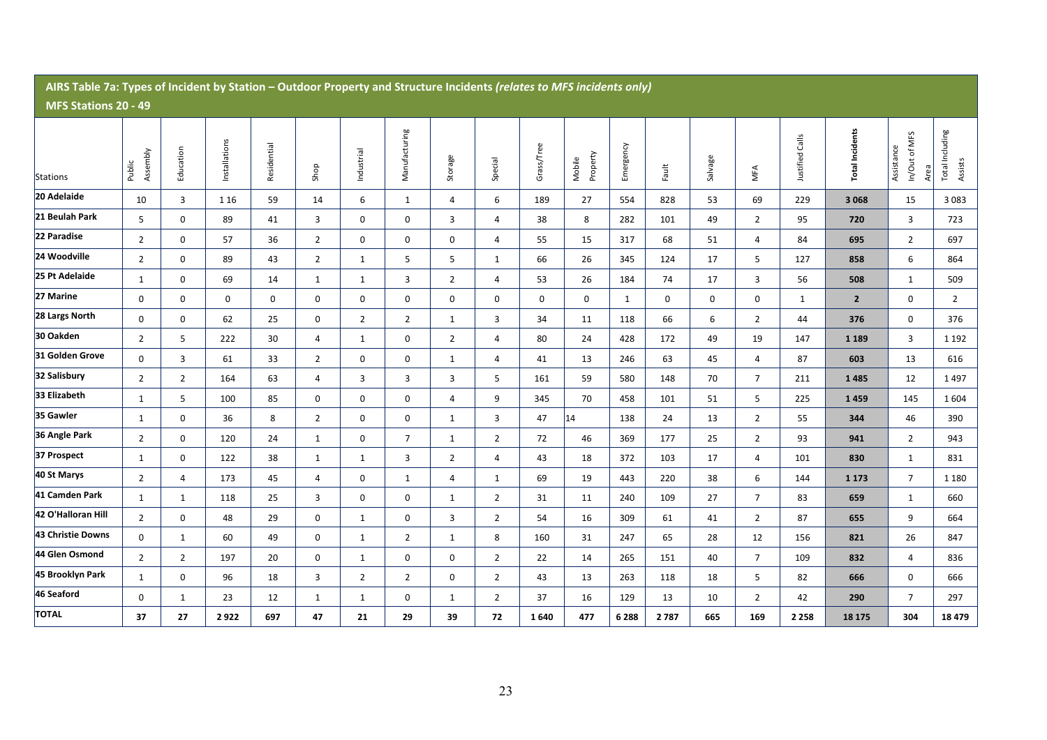## AIRS Table 7a: Types of Incident by Station – Outdoor Property and Structure Incidents *(relates to MFS incidents only)*

### MFS Stations 20 - 49

| Stations | Public Assembly | Education | Installations | Residential | Shop | Industrial | Manufacturing | Storage | Special | Grass/Tree | Mobile Property | Emergency | Fault | Salvage | MFA | Justified Calls | **Total Incidents** | Assistance In/Out of MFS Area | Total Including Assists |
|---|---|---|---|---|---|---|---|---|---|---|---|---|---|---|---|---|---|---|---|
| **20 Adelaide** | 10 | 3 | 1 16 | 59 | 14 | 6 | 1 | 4 | 6 | 189 | 27 | 554 | 828 | 53 | 69 | 229 | **3 068** | 15 | 3 083 |
| **21 Beulah Park** | 5 | 0 | 89 | 41 | 3 | 0 | 0 | 3 | 4 | 38 | 8 | 282 | 101 | 49 | 2 | 95 | **720** | 3 | 723 |
| **22 Paradise** | 2 | 0 | 57 | 36 | 2 | 0 | 0 | 0 | 4 | 55 | 15 | 317 | 68 | 51 | 4 | 84 | **695** | 2 | 697 |
| **24 Woodville** | 2 | 0 | 89 | 43 | 2 | 1 | 5 | 5 | 1 | 66 | 26 | 345 | 124 | 17 | 5 | 127 | **858** | 6 | 864 |
| **25 Pt Adelaide** | 1 | 0 | 69 | 14 | 1 | 1 | 3 | 2 | 4 | 53 | 26 | 184 | 74 | 17 | 3 | 56 | **508** | 1 | 509 |
| **27 Marine** | 0 | 0 | 0 | 0 | 0 | 0 | 0 | 0 | 0 | 0 | 0 | 1 | 0 | 0 | 0 | 1 | **2** | 0 | 2 |
| **28 Largs North** | 0 | 0 | 62 | 25 | 0 | 2 | 2 | 1 | 3 | 34 | 11 | 118 | 66 | 6 | 2 | 44 | **376** | 0 | 376 |
| **30 Oakden** | 2 | 5 | 222 | 30 | 4 | 1 | 0 | 2 | 4 | 80 | 24 | 428 | 172 | 49 | 19 | 147 | **1 189** | 3 | 1 192 |
| **31 Golden Grove** | 0 | 3 | 61 | 33 | 2 | 0 | 0 | 1 | 4 | 41 | 13 | 246 | 63 | 45 | 4 | 87 | **603** | 13 | 616 |
| **32 Salisbury** | 2 | 2 | 164 | 63 | 4 | 3 | 3 | 3 | 5 | 161 | 59 | 580 | 148 | 70 | 7 | 211 | **1 485** | 12 | 1 497 |
| **33 Elizabeth** | 1 | 5 | 100 | 85 | 0 | 0 | 0 | 4 | 9 | 345 | 70 | 458 | 101 | 51 | 5 | 225 | **1 459** | 145 | 1 604 |
| **35 Gawler** | 1 | 0 | 36 | 8 | 2 | 0 | 0 | 1 | 3 | 47 | 14 | 138 | 24 | 13 | 2 | 55 | **344** | 46 | 390 |
| **36 Angle Park** | 2 | 0 | 120 | 24 | 1 | 0 | 7 | 1 | 2 | 72 | 46 | 369 | 177 | 25 | 2 | 93 | **941** | 2 | 943 |
| **37 Prospect** | 1 | 0 | 122 | 38 | 1 | 1 | 3 | 2 | 4 | 43 | 18 | 372 | 103 | 17 | 4 | 101 | **830** | 1 | 831 |
| **40 St Marys** | 2 | 4 | 173 | 45 | 4 | 0 | 1 | 4 | 1 | 69 | 19 | 443 | 220 | 38 | 6 | 144 | **1 173** | 7 | 1 180 |
| **41 Camden Park** | 1 | 1 | 118 | 25 | 3 | 0 | 0 | 1 | 2 | 31 | 11 | 240 | 109 | 27 | 7 | 83 | **659** | 1 | 660 |
| **42 O'Halloran Hill** | 2 | 0 | 48 | 29 | 0 | 1 | 0 | 3 | 2 | 54 | 16 | 309 | 61 | 41 | 2 | 87 | **655** | 9 | 664 |
| **43 Christie Downs** | 0 | 1 | 60 | 49 | 0 | 1 | 2 | 1 | 8 | 160 | 31 | 247 | 65 | 28 | 12 | 156 | **821** | 26 | 847 |
| **44 Glen Osmond** | 2 | 2 | 197 | 20 | 0 | 1 | 0 | 0 | 2 | 22 | 14 | 265 | 151 | 40 | 7 | 109 | **832** | 4 | 836 |
| **45 Brooklyn Park** | 1 | 0 | 96 | 18 | 3 | 2 | 2 | 0 | 2 | 43 | 13 | 263 | 118 | 18 | 5 | 82 | **666** | 0 | 666 |
| **46 Seaford** | 0 | 1 | 23 | 12 | 1 | 1 | 0 | 1 | 2 | 37 | 16 | 129 | 13 | 10 | 2 | 42 | **290** | 7 | 297 |
| **TOTAL** | **37** | **27** | **2 922** | **697** | **47** | **21** | **29** | **39** | **72** | **1 640** | **477** | **6 288** | **2 787** | **665** | **169** | **2 258** | **18 175** | **304** | **18 479** |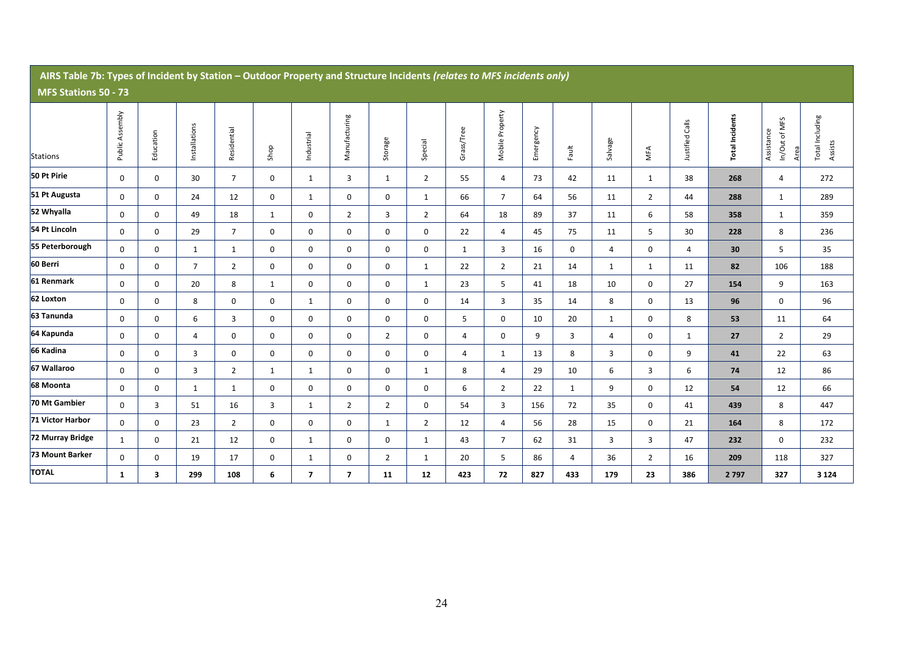## AIRS Table 7b: Types of Incident by Station – Outdoor Property and Structure Incidents *(relates to MFS incidents only)*

### MFS Stations 50 - 73

| Stations | Public Assembly | Education | Installations | Residential | Shop | Industrial | Manufacturing | Storage | Special | Grass/Tree | Mobile Property | Emergency | Fault | Salvage | MFA | Justified Calls | **Total Incidents** | Assistance In/Out of MFS Area | Total Including Assists |
|---|---|---|---|---|---|---|---|---|---|---|---|---|---|---|---|---|---|---|---|
| **50 Pt Pirie** | 0 | 0 | 30 | 7 | 0 | 1 | 3 | 1 | 2 | 55 | 4 | 73 | 42 | 11 | 1 | 38 | **268** | 4 | 272 |
| **51 Pt Augusta** | 0 | 0 | 24 | 12 | 0 | 1 | 0 | 0 | 1 | 66 | 7 | 64 | 56 | 11 | 2 | 44 | **288** | 1 | 289 |
| **52 Whyalla** | 0 | 0 | 49 | 18 | 1 | 0 | 2 | 3 | 2 | 64 | 18 | 89 | 37 | 11 | 6 | 58 | **358** | 1 | 359 |
| **54 Pt Lincoln** | 0 | 0 | 29 | 7 | 0 | 0 | 0 | 0 | 0 | 22 | 4 | 45 | 75 | 11 | 5 | 30 | **228** | 8 | 236 |
| **55 Peterborough** | 0 | 0 | 1 | 1 | 0 | 0 | 0 | 0 | 0 | 1 | 3 | 16 | 0 | 4 | 0 | 4 | **30** | 5 | 35 |
| **60 Berri** | 0 | 0 | 7 | 2 | 0 | 0 | 0 | 0 | 1 | 22 | 2 | 21 | 14 | 1 | 1 | 11 | **82** | 106 | 188 |
| **61 Renmark** | 0 | 0 | 20 | 8 | 1 | 0 | 0 | 0 | 1 | 23 | 5 | 41 | 18 | 10 | 0 | 27 | **154** | 9 | 163 |
| **62 Loxton** | 0 | 0 | 8 | 0 | 0 | 1 | 0 | 0 | 0 | 14 | 3 | 35 | 14 | 8 | 0 | 13 | **96** | 0 | 96 |
| **63 Tanunda** | 0 | 0 | 6 | 3 | 0 | 0 | 0 | 0 | 0 | 5 | 0 | 10 | 20 | 1 | 0 | 8 | **53** | 11 | 64 |
| **64 Kapunda** | 0 | 0 | 4 | 0 | 0 | 0 | 0 | 2 | 0 | 4 | 0 | 9 | 3 | 4 | 0 | 1 | **27** | 2 | 29 |
| **66 Kadina** | 0 | 0 | 3 | 0 | 0 | 0 | 0 | 0 | 0 | 4 | 1 | 13 | 8 | 3 | 0 | 9 | **41** | 22 | 63 |
| **67 Wallaroo** | 0 | 0 | 3 | 2 | 1 | 1 | 0 | 0 | 1 | 8 | 4 | 29 | 10 | 6 | 3 | 6 | **74** | 12 | 86 |
| **68 Moonta** | 0 | 0 | 1 | 1 | 0 | 0 | 0 | 0 | 0 | 6 | 2 | 22 | 1 | 9 | 0 | 12 | **54** | 12 | 66 |
| **70 Mt Gambier** | 0 | 3 | 51 | 16 | 3 | 1 | 2 | 2 | 0 | 54 | 3 | 156 | 72 | 35 | 0 | 41 | **439** | 8 | 447 |
| **71 Victor Harbor** | 0 | 0 | 23 | 2 | 0 | 0 | 0 | 1 | 2 | 12 | 4 | 56 | 28 | 15 | 0 | 21 | **164** | 8 | 172 |
| **72 Murray Bridge** | 1 | 0 | 21 | 12 | 0 | 1 | 0 | 0 | 1 | 43 | 7 | 62 | 31 | 3 | 3 | 47 | **232** | 0 | 232 |
| **73 Mount Barker** | 0 | 0 | 19 | 17 | 0 | 1 | 0 | 2 | 1 | 20 | 5 | 86 | 4 | 36 | 2 | 16 | **209** | 118 | 327 |
| **TOTAL** | **1** | **3** | **299** | **108** | **6** | **7** | **7** | **11** | **12** | **423** | **72** | **827** | **433** | **179** | **23** | **386** | **2 797** | **327** | **3 124** |